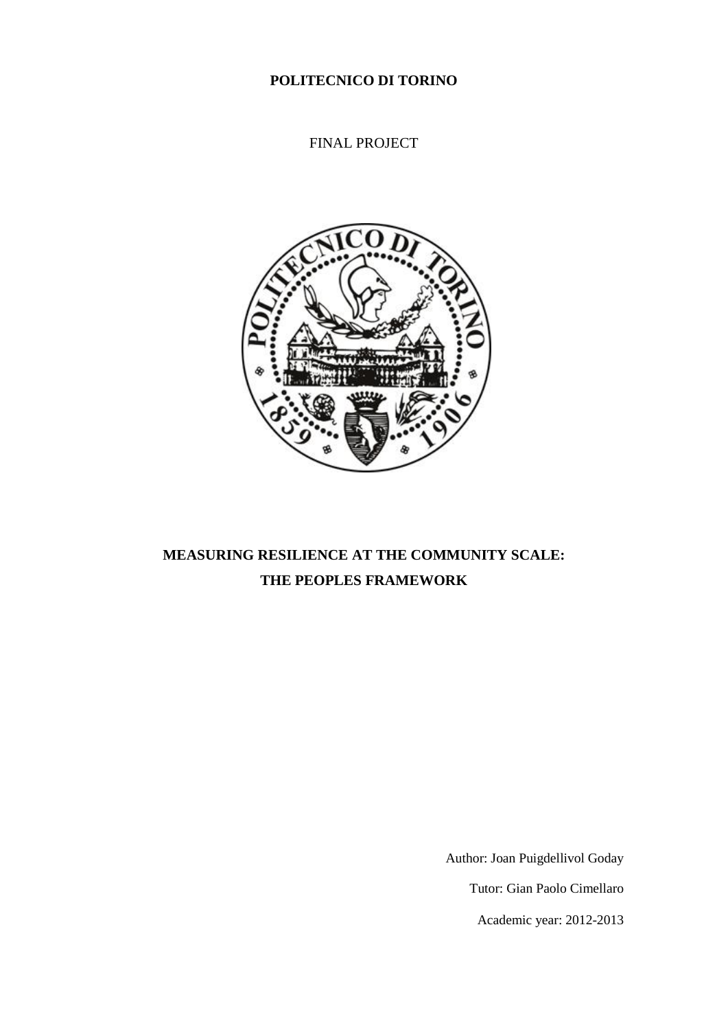**POLITECNICO DI TORINO**

FINAL PROJECT

# MEASURING RESILIENCE AT THE COMMUNITY SCALE: THE PEOPLES FRAMEWORK

Author: Joan Puigdellivol Goday

Tutor: Gian Paolo Cimellaro

Academic year: 2012-2013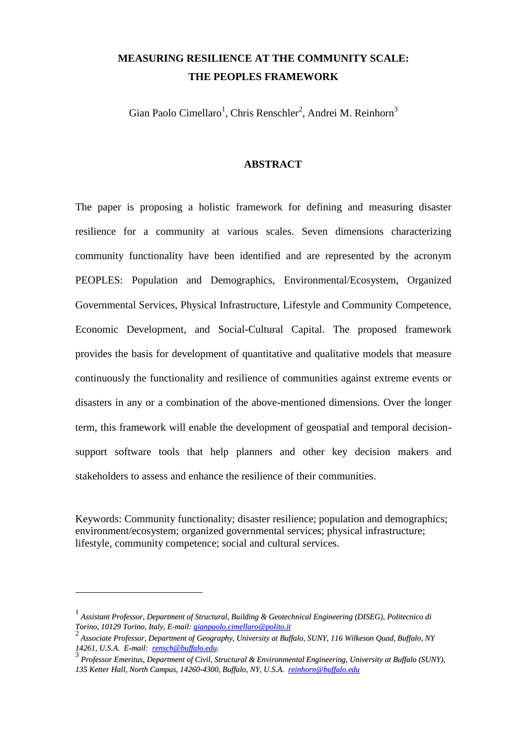# MEASURING RESILIENCE AT THE COMMUNITY SCALE: THE PEOPLES FRAMEWORK

Gian Paolo Cimellaro[1], Chris Renschler[2], Andrei M. Reinhorn[3]

## ABSTRACT

The paper is proposing a holistic framework for defining and measuring disaster resilience for a community at various scales. Seven dimensions characterizing community functionality have been identified and are represented by the acronym PEOPLES: Population and Demographics, Environmental/Ecosystem, Organized Governmental Services, Physical Infrastructure, Lifestyle and Community Competence, Economic Development, and Social-Cultural Capital. The proposed framework provides the basis for development of quantitative and qualitative models that measure continuously the functionality and resilience of communities against extreme events or disasters in any or a combination of the above-mentioned dimensions. Over the longer term, this framework will enable the development of geospatial and temporal decision-support software tools that help planners and other key decision makers and stakeholders to assess and enhance the resilience of their communities.

Keywords: Community functionality; disaster resilience; population and demographics; environment/ecosystem; organized governmental services; physical infrastructure; lifestyle, community competence; social and cultural services.

---

[1] *Assistant Professor, Department of Structural, Building & Geotechnical Engineering (DISEG), Politecnico di Torino, 10129 Torino, Italy, E-mail: gianpaolo.cimellaro@polito.it*

[2] *Associate Professor, Department of Geography, University at Buffalo, SUNY, 116 Wilkeson Quad, Buffalo, NY 14261, U.S.A. E-mail: rensch@buffalo.edu.*

[3] *Professor Emeritus, Department of Civil, Structural & Environmental Engineering, University at Buffalo (SUNY), 135 Ketter Hall, North Campus, 14260-4300, Buffalo, NY, U.S.A. reinhorn@buffalo.edu*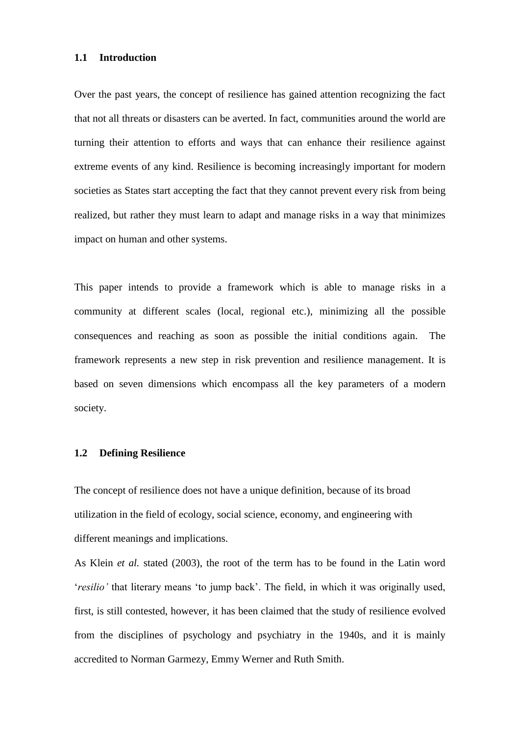## 1.1 Introduction

Over the past years, the concept of resilience has gained attention recognizing the fact that not all threats or disasters can be averted. In fact, communities around the world are turning their attention to efforts and ways that can enhance their resilience against extreme events of any kind. Resilience is becoming increasingly important for modern societies as States start accepting the fact that they cannot prevent every risk from being realized, but rather they must learn to adapt and manage risks in a way that minimizes impact on human and other systems.

This paper intends to provide a framework which is able to manage risks in a community at different scales (local, regional etc.), minimizing all the possible consequences and reaching as soon as possible the initial conditions again. The framework represents a new step in risk prevention and resilience management. It is based on seven dimensions which encompass all the key parameters of a modern society.

## 1.2 Defining Resilience

The concept of resilience does not have a unique definition, because of its broad utilization in the field of ecology, social science, economy, and engineering with different meanings and implications.

As Klein *et al.* stated (2003), the root of the term has to be found in the Latin word '*resilio'* that literary means 'to jump back'. The field, in which it was originally used, first, is still contested, however, it has been claimed that the study of resilience evolved from the disciplines of psychology and psychiatry in the 1940s, and it is mainly accredited to Norman Garmezy, Emmy Werner and Ruth Smith.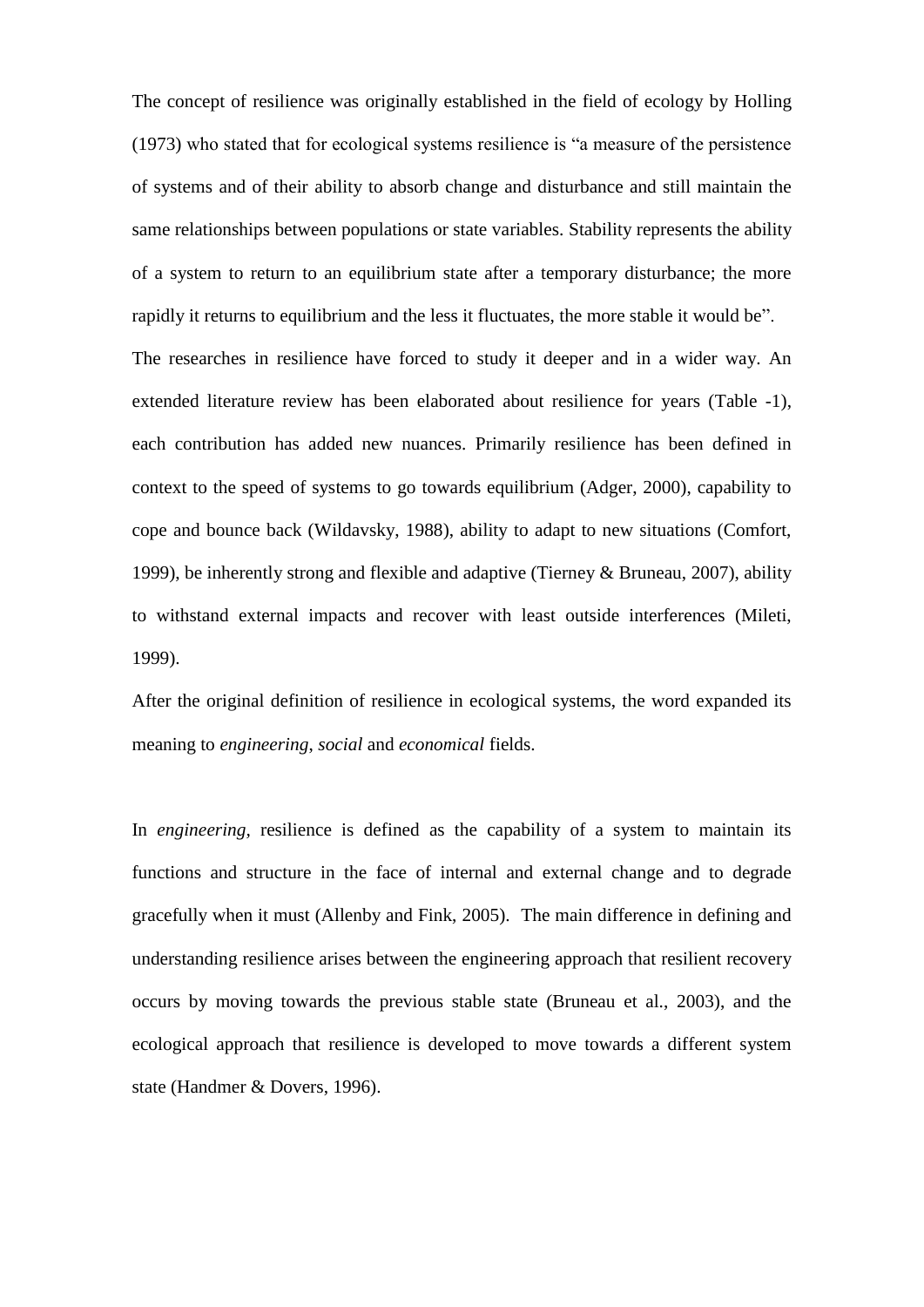The concept of resilience was originally established in the field of ecology by Holling (1973) who stated that for ecological systems resilience is "a measure of the persistence of systems and of their ability to absorb change and disturbance and still maintain the same relationships between populations or state variables. Stability represents the ability of a system to return to an equilibrium state after a temporary disturbance; the more rapidly it returns to equilibrium and the less it fluctuates, the more stable it would be".

The researches in resilience have forced to study it deeper and in a wider way. An extended literature review has been elaborated about resilience for years (Table -1), each contribution has added new nuances. Primarily resilience has been defined in context to the speed of systems to go towards equilibrium (Adger, 2000), capability to cope and bounce back (Wildavsky, 1988), ability to adapt to new situations (Comfort, 1999), be inherently strong and flexible and adaptive (Tierney & Bruneau, 2007), ability to withstand external impacts and recover with least outside interferences (Mileti, 1999).

After the original definition of resilience in ecological systems, the word expanded its meaning to *engineering*, *social* and *economical* fields.

In *engineering*, resilience is defined as the capability of a system to maintain its functions and structure in the face of internal and external change and to degrade gracefully when it must (Allenby and Fink, 2005). The main difference in defining and understanding resilience arises between the engineering approach that resilient recovery occurs by moving towards the previous stable state (Bruneau et al., 2003), and the ecological approach that resilience is developed to move towards a different system state (Handmer & Dovers, 1996).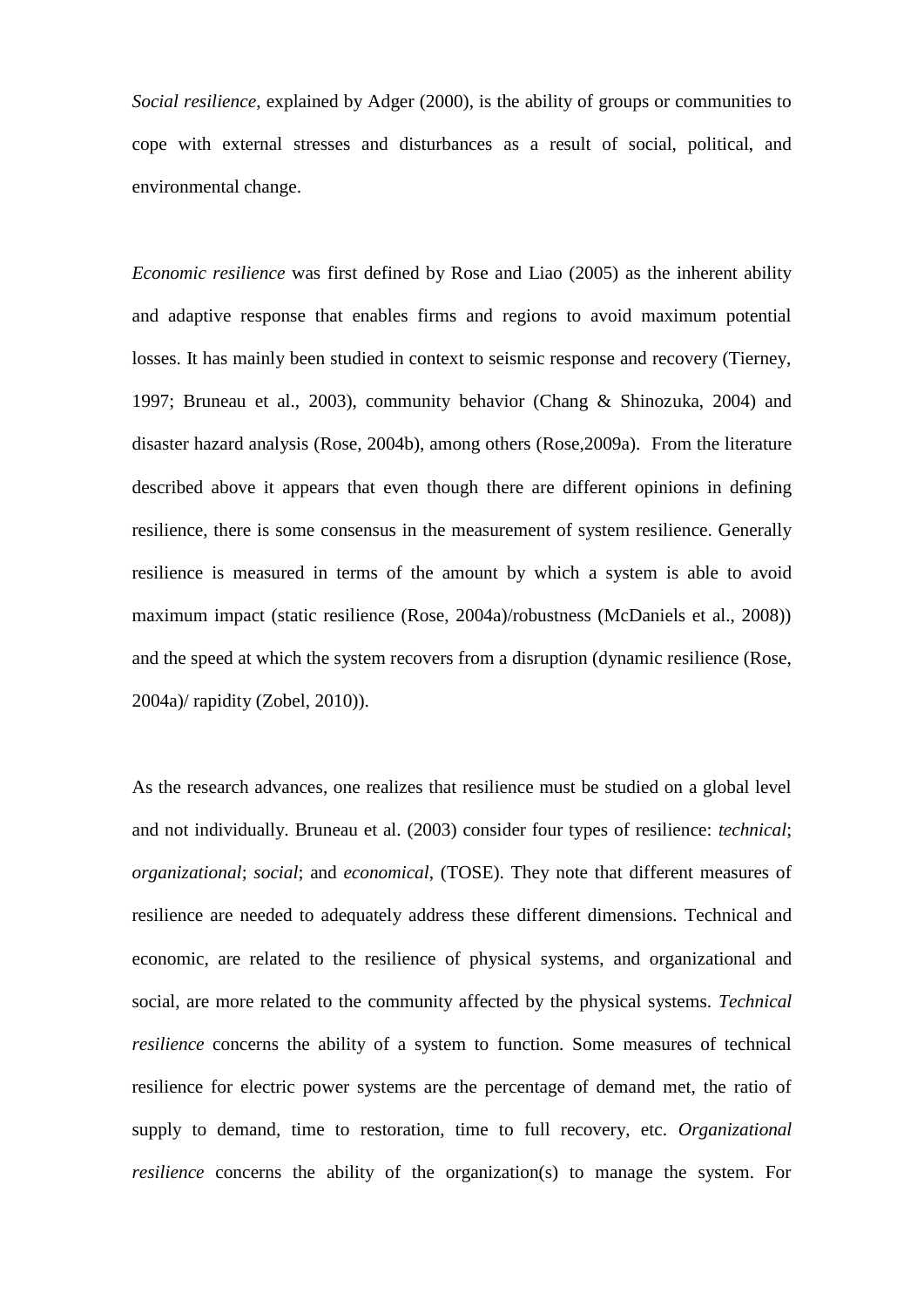*Social resilience*, explained by Adger (2000), is the ability of groups or communities to cope with external stresses and disturbances as a result of social, political, and environmental change.

*Economic resilience* was first defined by Rose and Liao (2005) as the inherent ability and adaptive response that enables firms and regions to avoid maximum potential losses. It has mainly been studied in context to seismic response and recovery (Tierney, 1997; Bruneau et al., 2003), community behavior (Chang & Shinozuka, 2004) and disaster hazard analysis (Rose, 2004b), among others (Rose,2009a). From the literature described above it appears that even though there are different opinions in defining resilience, there is some consensus in the measurement of system resilience. Generally resilience is measured in terms of the amount by which a system is able to avoid maximum impact (static resilience (Rose, 2004a)/robustness (McDaniels et al., 2008)) and the speed at which the system recovers from a disruption (dynamic resilience (Rose, 2004a)/ rapidity (Zobel, 2010)).

As the research advances, one realizes that resilience must be studied on a global level and not individually. Bruneau et al. (2003) consider four types of resilience: *technical*; *organizational*; *social*; and *economical*, (TOSE). They note that different measures of resilience are needed to adequately address these different dimensions. Technical and economic, are related to the resilience of physical systems, and organizational and social, are more related to the community affected by the physical systems. *Technical resilience* concerns the ability of a system to function. Some measures of technical resilience for electric power systems are the percentage of demand met, the ratio of supply to demand, time to restoration, time to full recovery, etc. *Organizational resilience* concerns the ability of the organization(s) to manage the system. For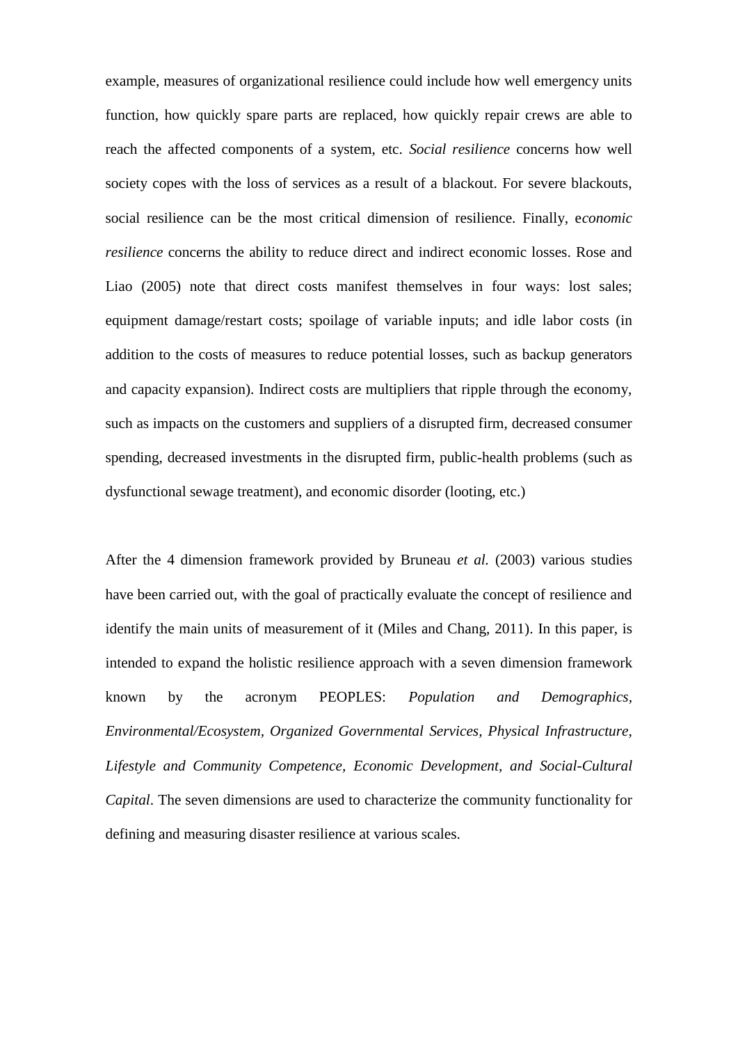example, measures of organizational resilience could include how well emergency units function, how quickly spare parts are replaced, how quickly repair crews are able to reach the affected components of a system, etc. *Social resilience* concerns how well society copes with the loss of services as a result of a blackout. For severe blackouts, social resilience can be the most critical dimension of resilience. Finally, e*conomic resilience* concerns the ability to reduce direct and indirect economic losses. Rose and Liao (2005) note that direct costs manifest themselves in four ways: lost sales; equipment damage/restart costs; spoilage of variable inputs; and idle labor costs (in addition to the costs of measures to reduce potential losses, such as backup generators and capacity expansion). Indirect costs are multipliers that ripple through the economy, such as impacts on the customers and suppliers of a disrupted firm, decreased consumer spending, decreased investments in the disrupted firm, public-health problems (such as dysfunctional sewage treatment), and economic disorder (looting, etc.)

After the 4 dimension framework provided by Bruneau *et al.* (2003) various studies have been carried out, with the goal of practically evaluate the concept of resilience and identify the main units of measurement of it (Miles and Chang, 2011). In this paper, is intended to expand the holistic resilience approach with a seven dimension framework known by the acronym PEOPLES: *Population and Demographics, Environmental/Ecosystem, Organized Governmental Services, Physical Infrastructure, Lifestyle and Community Competence, Economic Development, and Social-Cultural Capital*. The seven dimensions are used to characterize the community functionality for defining and measuring disaster resilience at various scales.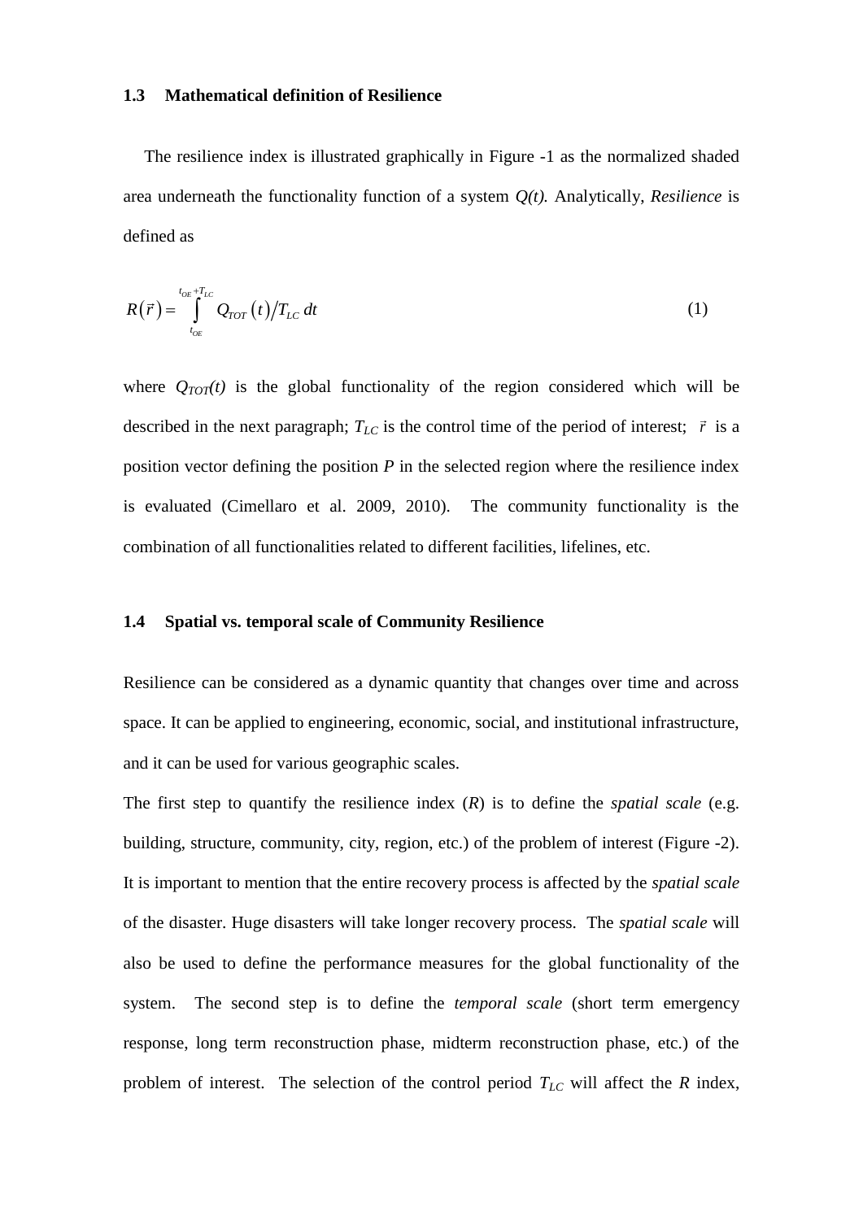### 1.3 Mathematical definition of Resilience

The resilience index is illustrated graphically in Figure -1 as the normalized shaded area underneath the functionality function of a system $Q(t)$. Analytically, *Resilience* is defined as

$$R(\vec{r}) = \int_{t_{OE}}^{t_{OE}+T_{LC}} Q_{TOT}(t) / T_{LC} \, dt \tag{1}$$

where $Q_{TOT}(t)$ is the global functionality of the region considered which will be described in the next paragraph; $T_{LC}$ is the control time of the period of interest; $\vec{r}$ is a position vector defining the position $P$ in the selected region where the resilience index is evaluated (Cimellaro et al. 2009, 2010). The community functionality is the combination of all functionalities related to different facilities, lifelines, etc.

### 1.4 Spatial vs. temporal scale of Community Resilience

Resilience can be considered as a dynamic quantity that changes over time and across space. It can be applied to engineering, economic, social, and institutional infrastructure, and it can be used for various geographic scales.

The first step to quantify the resilience index ($R$) is to define the *spatial scale* (e.g. building, structure, community, city, region, etc.) of the problem of interest (Figure -2). It is important to mention that the entire recovery process is affected by the *spatial scale* of the disaster. Huge disasters will take longer recovery process. The *spatial scale* will also be used to define the performance measures for the global functionality of the system. The second step is to define the *temporal scale* (short term emergency response, long term reconstruction phase, midterm reconstruction phase, etc.) of the problem of interest. The selection of the control period $T_{LC}$ will affect the $R$ index,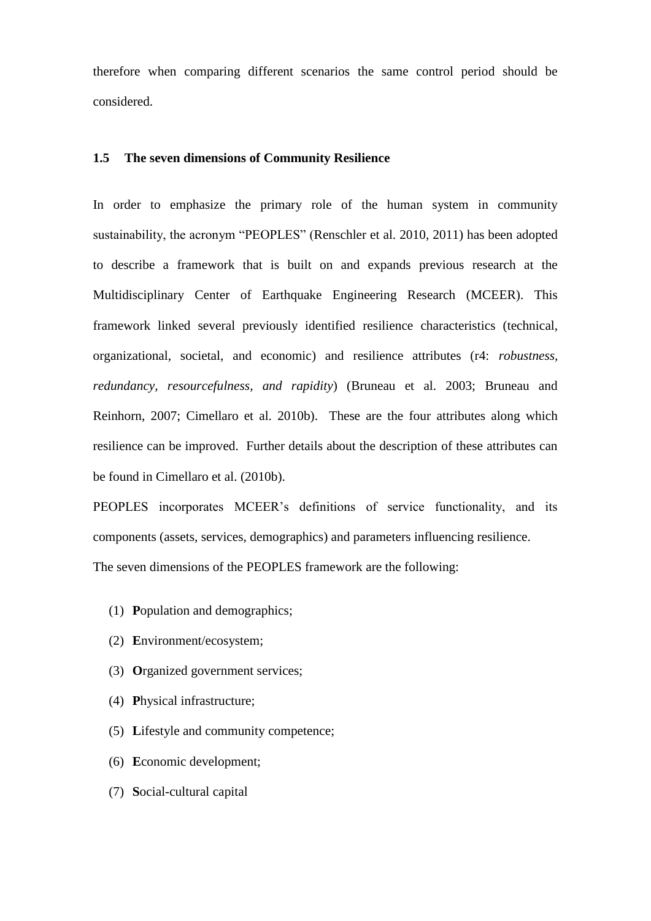therefore when comparing different scenarios the same control period should be considered.

## 1.5 The seven dimensions of Community Resilience

In order to emphasize the primary role of the human system in community sustainability, the acronym "PEOPLES" (Renschler et al. 2010, 2011) has been adopted to describe a framework that is built on and expands previous research at the Multidisciplinary Center of Earthquake Engineering Research (MCEER). This framework linked several previously identified resilience characteristics (technical, organizational, societal, and economic) and resilience attributes (r4: *robustness, redundancy, resourcefulness, and rapidity*) (Bruneau et al. 2003; Bruneau and Reinhorn, 2007; Cimellaro et al. 2010b). These are the four attributes along which resilience can be improved. Further details about the description of these attributes can be found in Cimellaro et al. (2010b).

PEOPLES incorporates MCEER's definitions of service functionality, and its components (assets, services, demographics) and parameters influencing resilience.

The seven dimensions of the PEOPLES framework are the following:

(1) **P**opulation and demographics;

(2) **E**nvironment/ecosystem;

(3) **O**rganized government services;

(4) **P**hysical infrastructure;

(5) **L**ifestyle and community competence;

(6) **E**conomic development;

(7) **S**ocial-cultural capital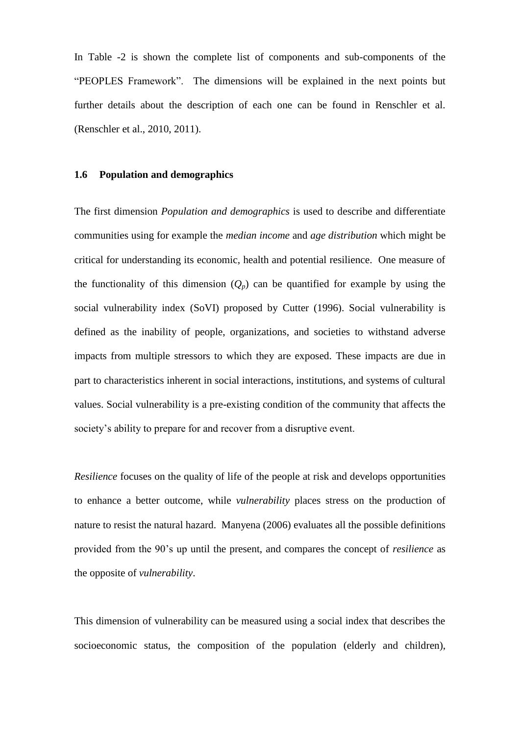In Table -2 is shown the complete list of components and sub-components of the "PEOPLES Framework". The dimensions will be explained in the next points but further details about the description of each one can be found in Renschler et al. (Renschler et al., 2010, 2011).

### 1.6 Population and demographics

The first dimension *Population and demographics* is used to describe and differentiate communities using for example the *median income* and *age distribution* which might be critical for understanding its economic, health and potential resilience. One measure of the functionality of this dimension ($Q_p$) can be quantified for example by using the social vulnerability index (SoVI) proposed by Cutter (1996). Social vulnerability is defined as the inability of people, organizations, and societies to withstand adverse impacts from multiple stressors to which they are exposed. These impacts are due in part to characteristics inherent in social interactions, institutions, and systems of cultural values. Social vulnerability is a pre-existing condition of the community that affects the society's ability to prepare for and recover from a disruptive event.

*Resilience* focuses on the quality of life of the people at risk and develops opportunities to enhance a better outcome, while *vulnerability* places stress on the production of nature to resist the natural hazard. Manyena (2006) evaluates all the possible definitions provided from the 90's up until the present, and compares the concept of *resilience* as the opposite of *vulnerability*.

This dimension of vulnerability can be measured using a social index that describes the socioeconomic status, the composition of the population (elderly and children),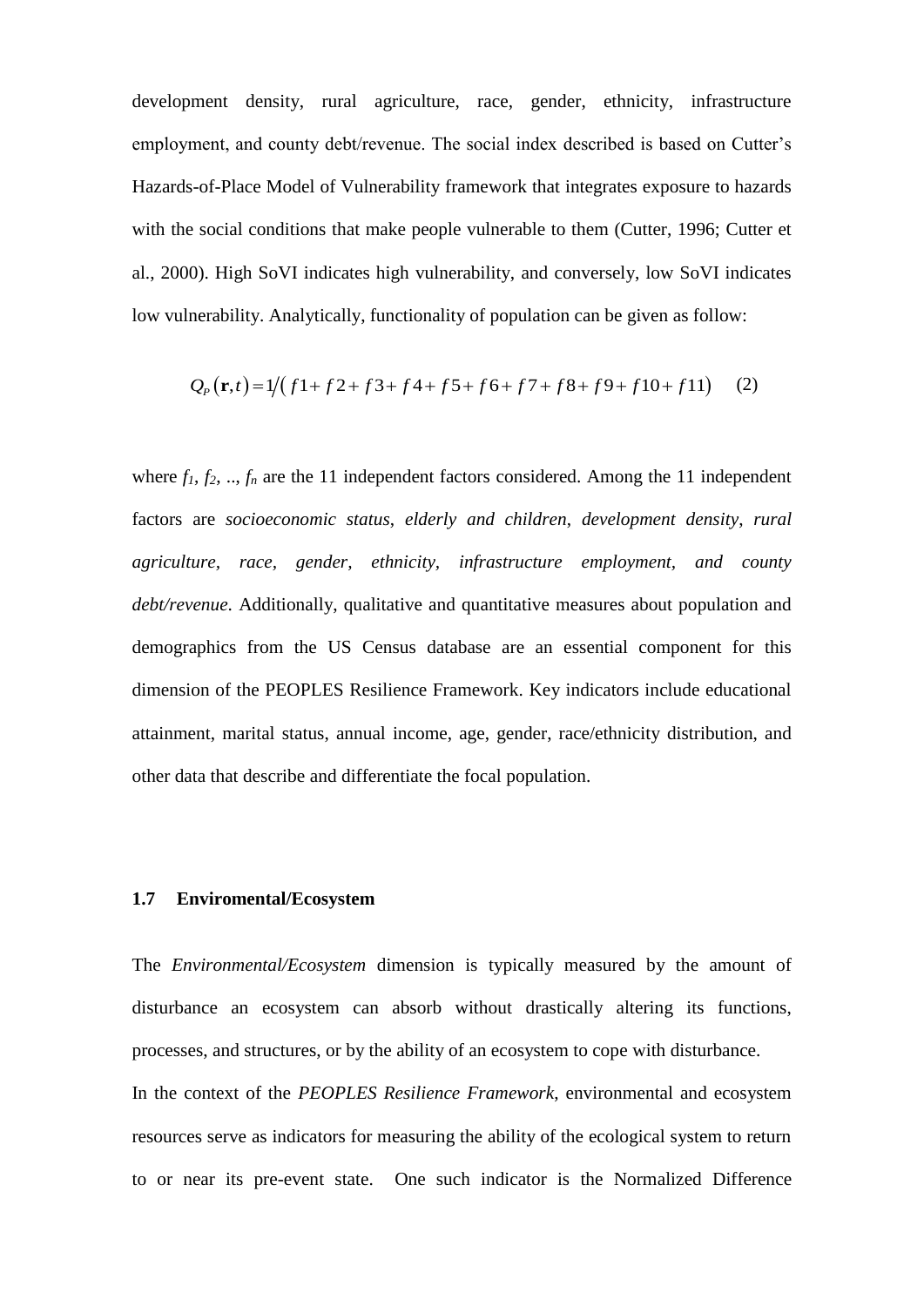development density, rural agriculture, race, gender, ethnicity, infrastructure employment, and county debt/revenue. The social index described is based on Cutter's Hazards-of-Place Model of Vulnerability framework that integrates exposure to hazards with the social conditions that make people vulnerable to them (Cutter, 1996; Cutter et al., 2000). High SoVI indicates high vulnerability, and conversely, low SoVI indicates low vulnerability. Analytically, functionality of population can be given as follow:

$$Q_P(\mathbf{r},t) = 1/\left(f1 + f2 + f3 + f4 + f5 + f6 + f7 + f8 + f9 + f10 + f11\right) \qquad (2)$$

where $f_1$, $f_2$, .., $f_n$ are the 11 independent factors considered. Among the 11 independent factors are *socioeconomic status*, *elderly and children*, *development density*, *rural agriculture, race, gender, ethnicity, infrastructure employment, and county debt/revenue.* Additionally, qualitative and quantitative measures about population and demographics from the US Census database are an essential component for this dimension of the PEOPLES Resilience Framework. Key indicators include educational attainment, marital status, annual income, age, gender, race/ethnicity distribution, and other data that describe and differentiate the focal population.

### 1.7 Enviromental/Ecosystem

The *Environmental/Ecosystem* dimension is typically measured by the amount of disturbance an ecosystem can absorb without drastically altering its functions, processes, and structures, or by the ability of an ecosystem to cope with disturbance.

In the context of the *PEOPLES Resilience Framework*, environmental and ecosystem resources serve as indicators for measuring the ability of the ecological system to return to or near its pre-event state. One such indicator is the Normalized Difference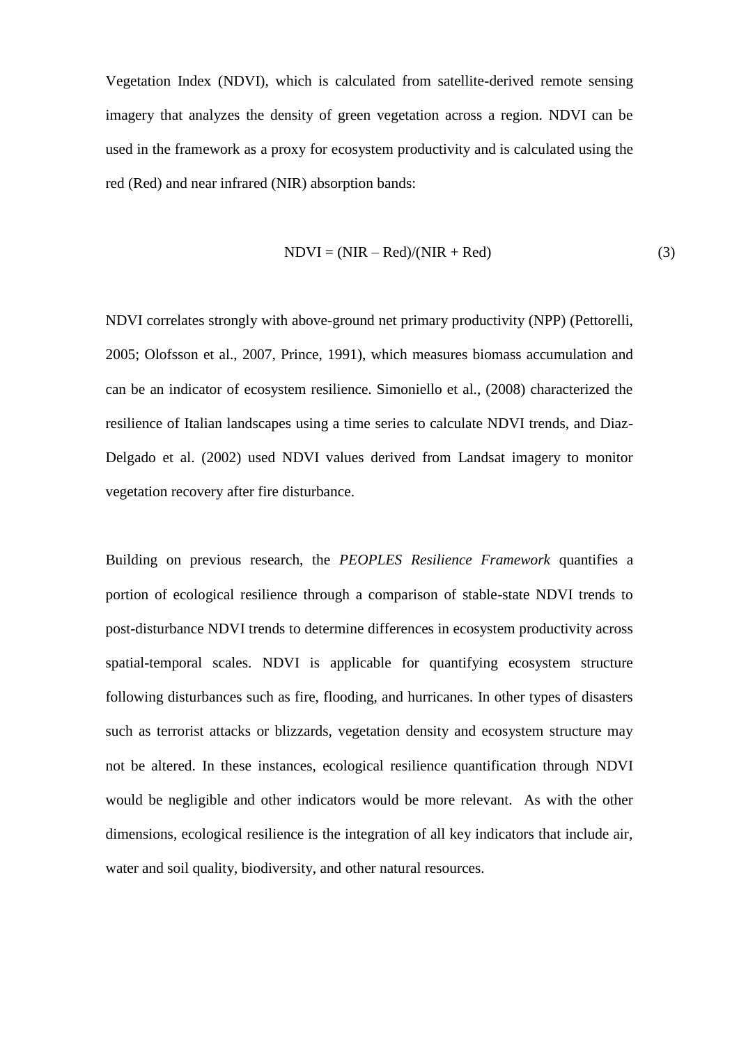Vegetation Index (NDVI), which is calculated from satellite-derived remote sensing imagery that analyzes the density of green vegetation across a region. NDVI can be used in the framework as a proxy for ecosystem productivity and is calculated using the red (Red) and near infrared (NIR) absorption bands:

$$\text{NDVI} = (\text{NIR} - \text{Red})/(\text{NIR} + \text{Red}) \tag{3}$$

NDVI correlates strongly with above-ground net primary productivity (NPP) (Pettorelli, 2005; Olofsson et al., 2007, Prince, 1991), which measures biomass accumulation and can be an indicator of ecosystem resilience. Simoniello et al., (2008) characterized the resilience of Italian landscapes using a time series to calculate NDVI trends, and Diaz-Delgado et al. (2002) used NDVI values derived from Landsat imagery to monitor vegetation recovery after fire disturbance.

Building on previous research, the *PEOPLES Resilience Framework* quantifies a portion of ecological resilience through a comparison of stable-state NDVI trends to post-disturbance NDVI trends to determine differences in ecosystem productivity across spatial-temporal scales. NDVI is applicable for quantifying ecosystem structure following disturbances such as fire, flooding, and hurricanes. In other types of disasters such as terrorist attacks or blizzards, vegetation density and ecosystem structure may not be altered. In these instances, ecological resilience quantification through NDVI would be negligible and other indicators would be more relevant. As with the other dimensions, ecological resilience is the integration of all key indicators that include air, water and soil quality, biodiversity, and other natural resources.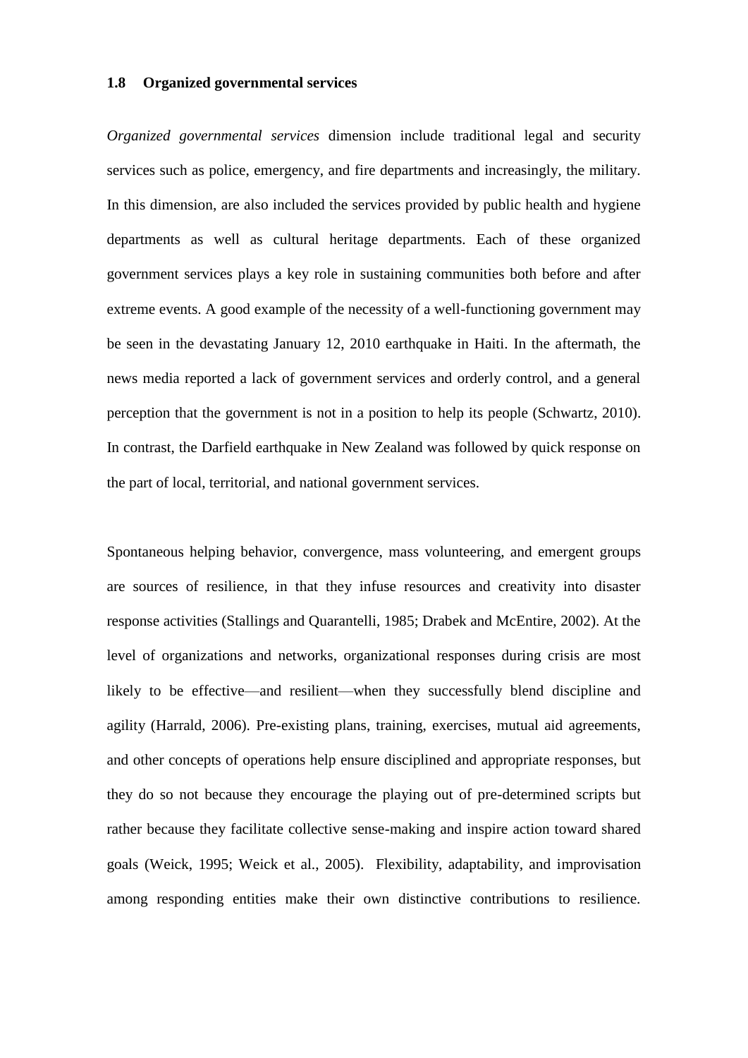### 1.8 Organized governmental services

*Organized governmental services* dimension include traditional legal and security services such as police, emergency, and fire departments and increasingly, the military. In this dimension, are also included the services provided by public health and hygiene departments as well as cultural heritage departments. Each of these organized government services plays a key role in sustaining communities both before and after extreme events. A good example of the necessity of a well-functioning government may be seen in the devastating January 12, 2010 earthquake in Haiti. In the aftermath, the news media reported a lack of government services and orderly control, and a general perception that the government is not in a position to help its people (Schwartz, 2010). In contrast, the Darfield earthquake in New Zealand was followed by quick response on the part of local, territorial, and national government services.

Spontaneous helping behavior, convergence, mass volunteering, and emergent groups are sources of resilience, in that they infuse resources and creativity into disaster response activities (Stallings and Quarantelli, 1985; Drabek and McEntire, 2002). At the level of organizations and networks, organizational responses during crisis are most likely to be effective—and resilient—when they successfully blend discipline and agility (Harrald, 2006). Pre-existing plans, training, exercises, mutual aid agreements, and other concepts of operations help ensure disciplined and appropriate responses, but they do so not because they encourage the playing out of pre-determined scripts but rather because they facilitate collective sense-making and inspire action toward shared goals (Weick, 1995; Weick et al., 2005). Flexibility, adaptability, and improvisation among responding entities make their own distinctive contributions to resilience.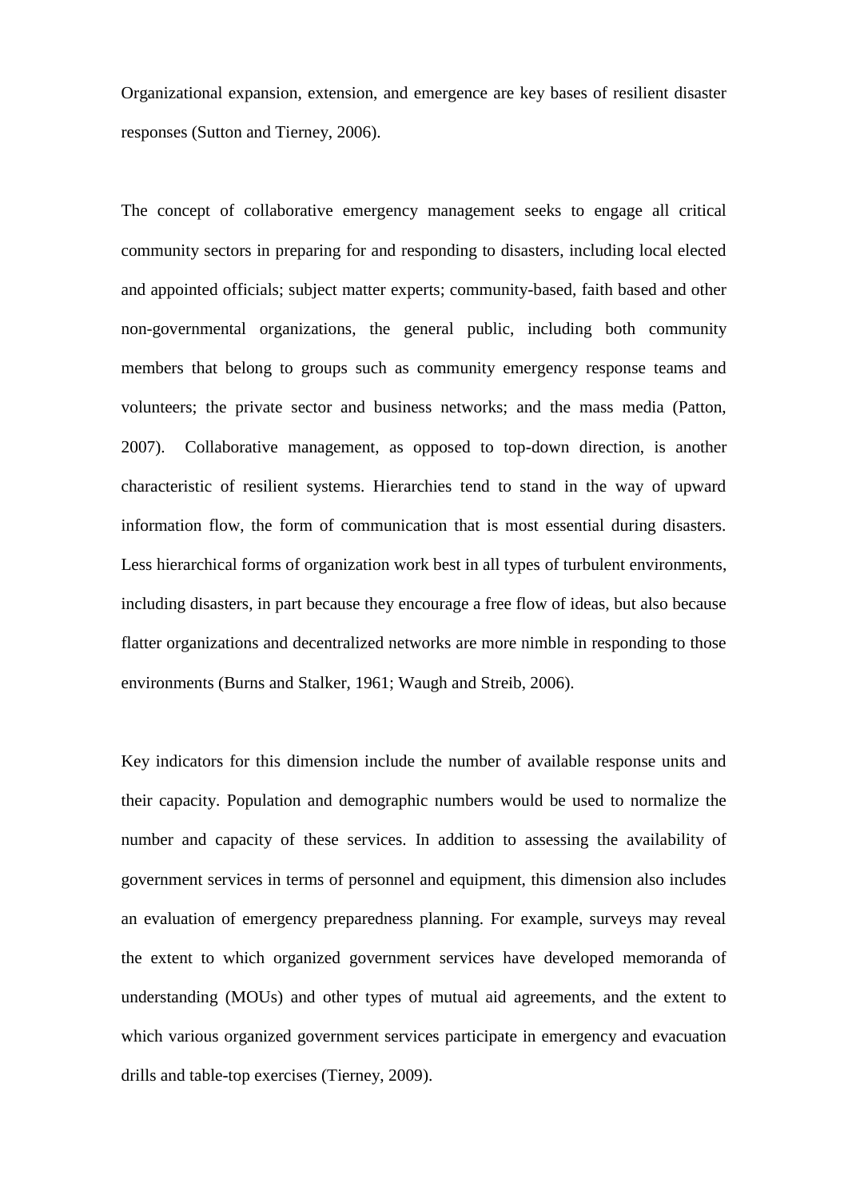Organizational expansion, extension, and emergence are key bases of resilient disaster responses (Sutton and Tierney, 2006).

The concept of collaborative emergency management seeks to engage all critical community sectors in preparing for and responding to disasters, including local elected and appointed officials; subject matter experts; community-based, faith based and other non-governmental organizations, the general public, including both community members that belong to groups such as community emergency response teams and volunteers; the private sector and business networks; and the mass media (Patton, 2007). Collaborative management, as opposed to top-down direction, is another characteristic of resilient systems. Hierarchies tend to stand in the way of upward information flow, the form of communication that is most essential during disasters. Less hierarchical forms of organization work best in all types of turbulent environments, including disasters, in part because they encourage a free flow of ideas, but also because flatter organizations and decentralized networks are more nimble in responding to those environments (Burns and Stalker, 1961; Waugh and Streib, 2006).

Key indicators for this dimension include the number of available response units and their capacity. Population and demographic numbers would be used to normalize the number and capacity of these services. In addition to assessing the availability of government services in terms of personnel and equipment, this dimension also includes an evaluation of emergency preparedness planning. For example, surveys may reveal the extent to which organized government services have developed memoranda of understanding (MOUs) and other types of mutual aid agreements, and the extent to which various organized government services participate in emergency and evacuation drills and table-top exercises (Tierney, 2009).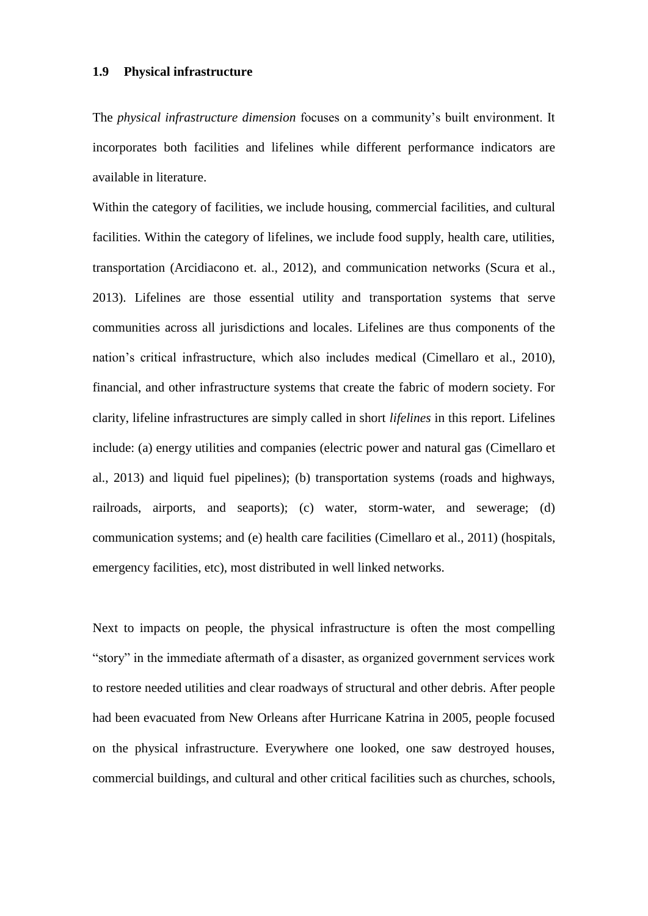## 1.9 Physical infrastructure

The *physical infrastructure dimension* focuses on a community's built environment. It incorporates both facilities and lifelines while different performance indicators are available in literature.

Within the category of facilities, we include housing, commercial facilities, and cultural facilities. Within the category of lifelines, we include food supply, health care, utilities, transportation (Arcidiacono et. al., 2012), and communication networks (Scura et al., 2013). Lifelines are those essential utility and transportation systems that serve communities across all jurisdictions and locales. Lifelines are thus components of the nation's critical infrastructure, which also includes medical (Cimellaro et al., 2010), financial, and other infrastructure systems that create the fabric of modern society. For clarity, lifeline infrastructures are simply called in short *lifelines* in this report. Lifelines include: (a) energy utilities and companies (electric power and natural gas (Cimellaro et al., 2013) and liquid fuel pipelines); (b) transportation systems (roads and highways, railroads, airports, and seaports); (c) water, storm-water, and sewerage; (d) communication systems; and (e) health care facilities (Cimellaro et al., 2011) (hospitals, emergency facilities, etc), most distributed in well linked networks.

Next to impacts on people, the physical infrastructure is often the most compelling "story" in the immediate aftermath of a disaster, as organized government services work to restore needed utilities and clear roadways of structural and other debris. After people had been evacuated from New Orleans after Hurricane Katrina in 2005, people focused on the physical infrastructure. Everywhere one looked, one saw destroyed houses, commercial buildings, and cultural and other critical facilities such as churches, schools,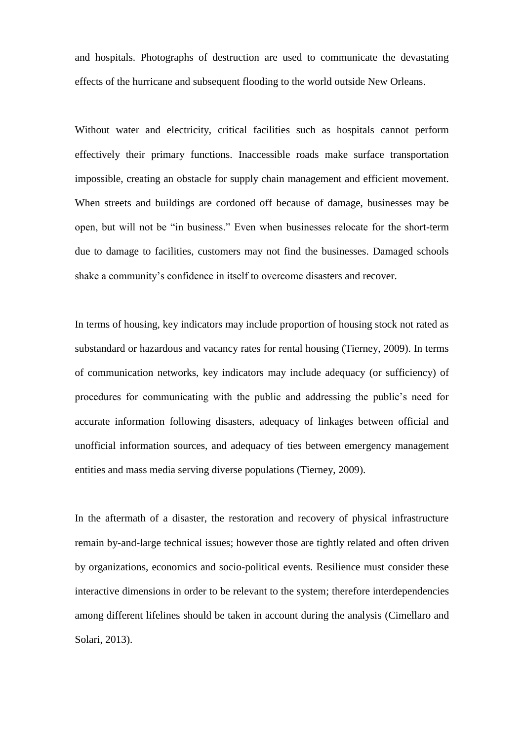and hospitals. Photographs of destruction are used to communicate the devastating effects of the hurricane and subsequent flooding to the world outside New Orleans.

Without water and electricity, critical facilities such as hospitals cannot perform effectively their primary functions. Inaccessible roads make surface transportation impossible, creating an obstacle for supply chain management and efficient movement. When streets and buildings are cordoned off because of damage, businesses may be open, but will not be "in business." Even when businesses relocate for the short-term due to damage to facilities, customers may not find the businesses. Damaged schools shake a community's confidence in itself to overcome disasters and recover.

In terms of housing, key indicators may include proportion of housing stock not rated as substandard or hazardous and vacancy rates for rental housing (Tierney, 2009). In terms of communication networks, key indicators may include adequacy (or sufficiency) of procedures for communicating with the public and addressing the public's need for accurate information following disasters, adequacy of linkages between official and unofficial information sources, and adequacy of ties between emergency management entities and mass media serving diverse populations (Tierney, 2009).

In the aftermath of a disaster, the restoration and recovery of physical infrastructure remain by-and-large technical issues; however those are tightly related and often driven by organizations, economics and socio-political events. Resilience must consider these interactive dimensions in order to be relevant to the system; therefore interdependencies among different lifelines should be taken in account during the analysis (Cimellaro and Solari, 2013).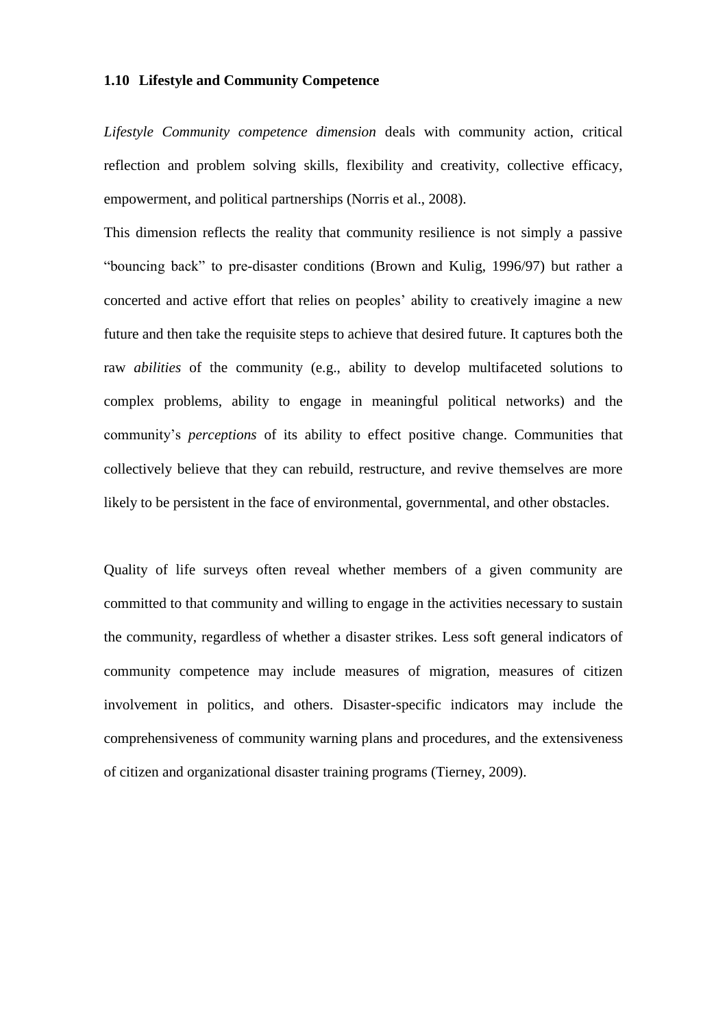### 1.10 Lifestyle and Community Competence

*Lifestyle Community competence dimension* deals with community action, critical reflection and problem solving skills, flexibility and creativity, collective efficacy, empowerment, and political partnerships (Norris et al., 2008).

This dimension reflects the reality that community resilience is not simply a passive "bouncing back" to pre-disaster conditions (Brown and Kulig, 1996/97) but rather a concerted and active effort that relies on peoples' ability to creatively imagine a new future and then take the requisite steps to achieve that desired future. It captures both the raw *abilities* of the community (e.g., ability to develop multifaceted solutions to complex problems, ability to engage in meaningful political networks) and the community's *perceptions* of its ability to effect positive change. Communities that collectively believe that they can rebuild, restructure, and revive themselves are more likely to be persistent in the face of environmental, governmental, and other obstacles.

Quality of life surveys often reveal whether members of a given community are committed to that community and willing to engage in the activities necessary to sustain the community, regardless of whether a disaster strikes. Less soft general indicators of community competence may include measures of migration, measures of citizen involvement in politics, and others. Disaster-specific indicators may include the comprehensiveness of community warning plans and procedures, and the extensiveness of citizen and organizational disaster training programs (Tierney, 2009).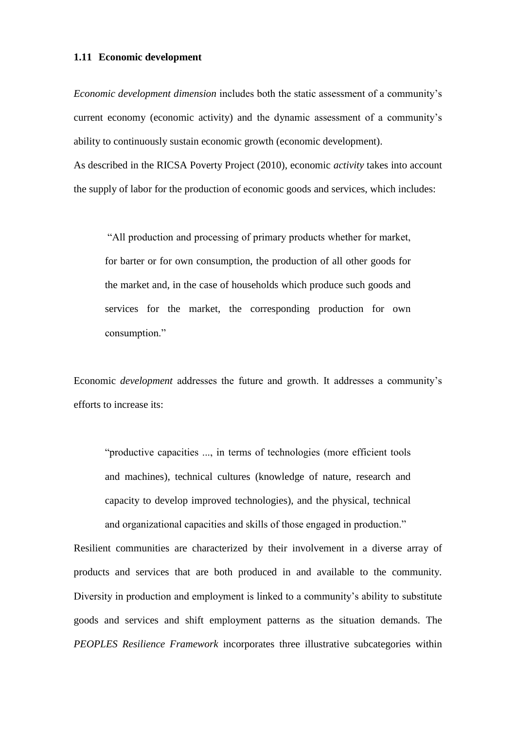### 1.11 Economic development

*Economic development dimension* includes both the static assessment of a community's current economy (economic activity) and the dynamic assessment of a community's ability to continuously sustain economic growth (economic development).
As described in the RICSA Poverty Project (2010), economic *activity* takes into account the supply of labor for the production of economic goods and services, which includes:

> "All production and processing of primary products whether for market, for barter or for own consumption, the production of all other goods for the market and, in the case of households which produce such goods and services for the market, the corresponding production for own consumption."

Economic *development* addresses the future and growth. It addresses a community's efforts to increase its:

> "productive capacities ..., in terms of technologies (more efficient tools and machines), technical cultures (knowledge of nature, research and capacity to develop improved technologies), and the physical, technical and organizational capacities and skills of those engaged in production."

Resilient communities are characterized by their involvement in a diverse array of products and services that are both produced in and available to the community. Diversity in production and employment is linked to a community's ability to substitute goods and services and shift employment patterns as the situation demands. The *PEOPLES Resilience Framework* incorporates three illustrative subcategories within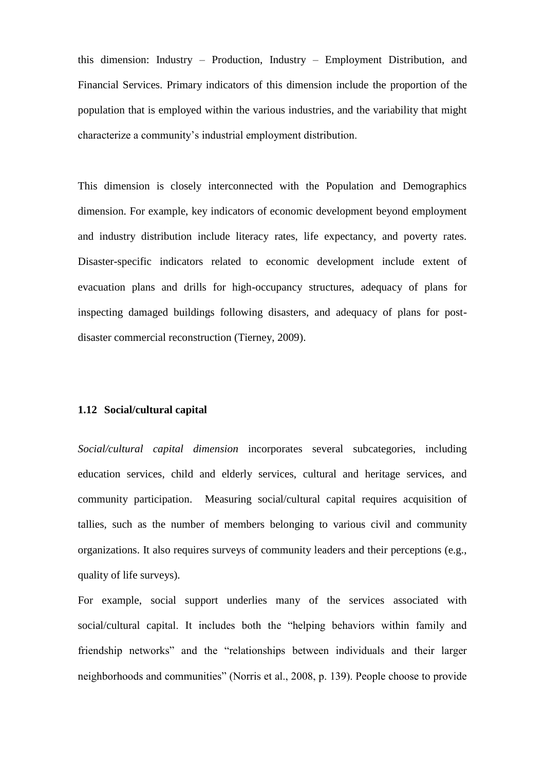this dimension: Industry – Production, Industry – Employment Distribution, and Financial Services. Primary indicators of this dimension include the proportion of the population that is employed within the various industries, and the variability that might characterize a community's industrial employment distribution.

This dimension is closely interconnected with the Population and Demographics dimension. For example, key indicators of economic development beyond employment and industry distribution include literacy rates, life expectancy, and poverty rates. Disaster-specific indicators related to economic development include extent of evacuation plans and drills for high-occupancy structures, adequacy of plans for inspecting damaged buildings following disasters, and adequacy of plans for post-disaster commercial reconstruction (Tierney, 2009).

### 1.12 Social/cultural capital

*Social/cultural capital dimension* incorporates several subcategories, including education services, child and elderly services, cultural and heritage services, and community participation. Measuring social/cultural capital requires acquisition of tallies, such as the number of members belonging to various civil and community organizations. It also requires surveys of community leaders and their perceptions (e.g., quality of life surveys).

For example, social support underlies many of the services associated with social/cultural capital. It includes both the "helping behaviors within family and friendship networks" and the "relationships between individuals and their larger neighborhoods and communities" (Norris et al., 2008, p. 139). People choose to provide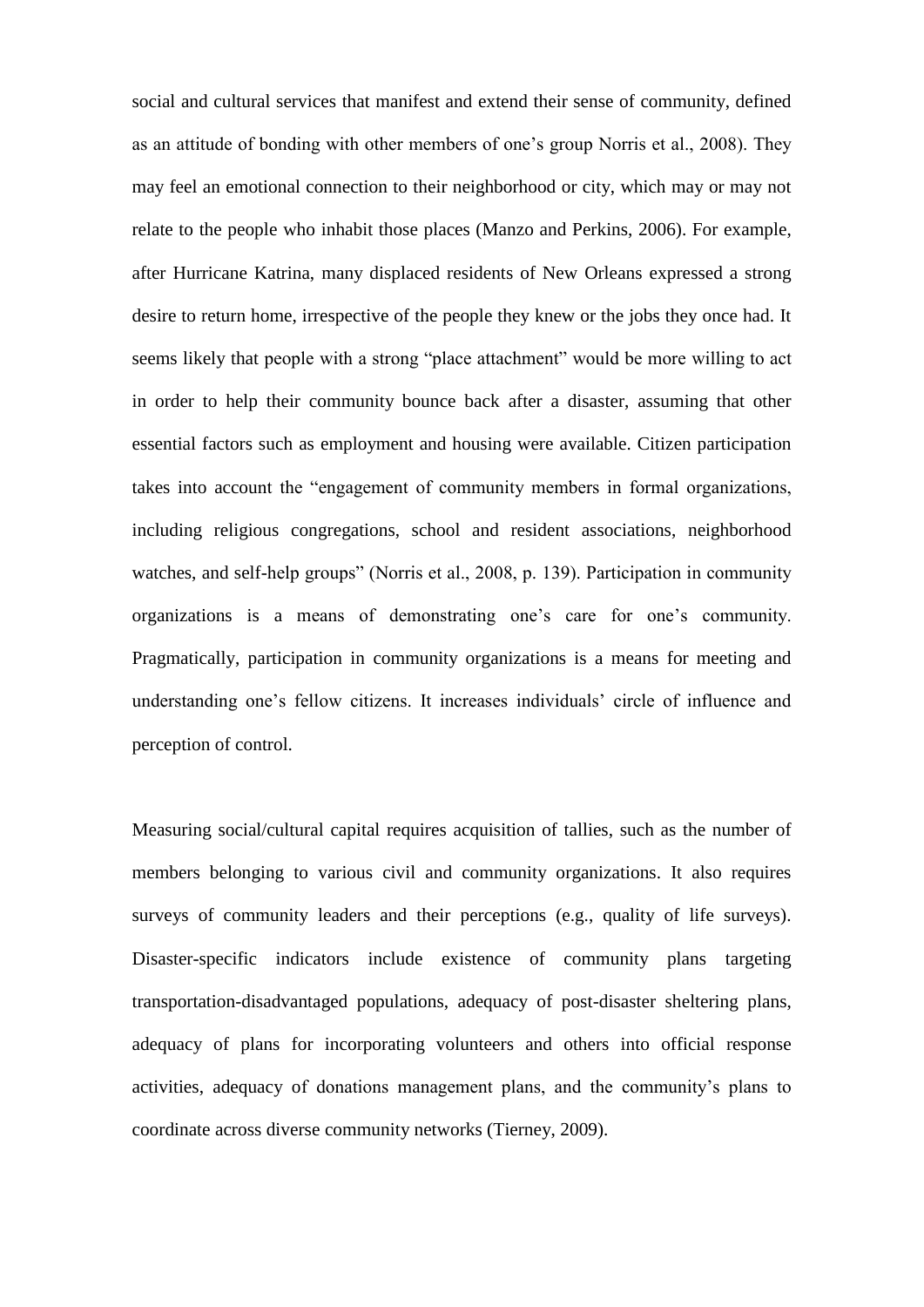social and cultural services that manifest and extend their sense of community, defined as an attitude of bonding with other members of one's group Norris et al., 2008). They may feel an emotional connection to their neighborhood or city, which may or may not relate to the people who inhabit those places (Manzo and Perkins, 2006). For example, after Hurricane Katrina, many displaced residents of New Orleans expressed a strong desire to return home, irrespective of the people they knew or the jobs they once had. It seems likely that people with a strong "place attachment" would be more willing to act in order to help their community bounce back after a disaster, assuming that other essential factors such as employment and housing were available. Citizen participation takes into account the "engagement of community members in formal organizations, including religious congregations, school and resident associations, neighborhood watches, and self-help groups" (Norris et al., 2008, p. 139). Participation in community organizations is a means of demonstrating one's care for one's community. Pragmatically, participation in community organizations is a means for meeting and understanding one's fellow citizens. It increases individuals' circle of influence and perception of control.

Measuring social/cultural capital requires acquisition of tallies, such as the number of members belonging to various civil and community organizations. It also requires surveys of community leaders and their perceptions (e.g., quality of life surveys). Disaster-specific indicators include existence of community plans targeting transportation-disadvantaged populations, adequacy of post-disaster sheltering plans, adequacy of plans for incorporating volunteers and others into official response activities, adequacy of donations management plans, and the community's plans to coordinate across diverse community networks (Tierney, 2009).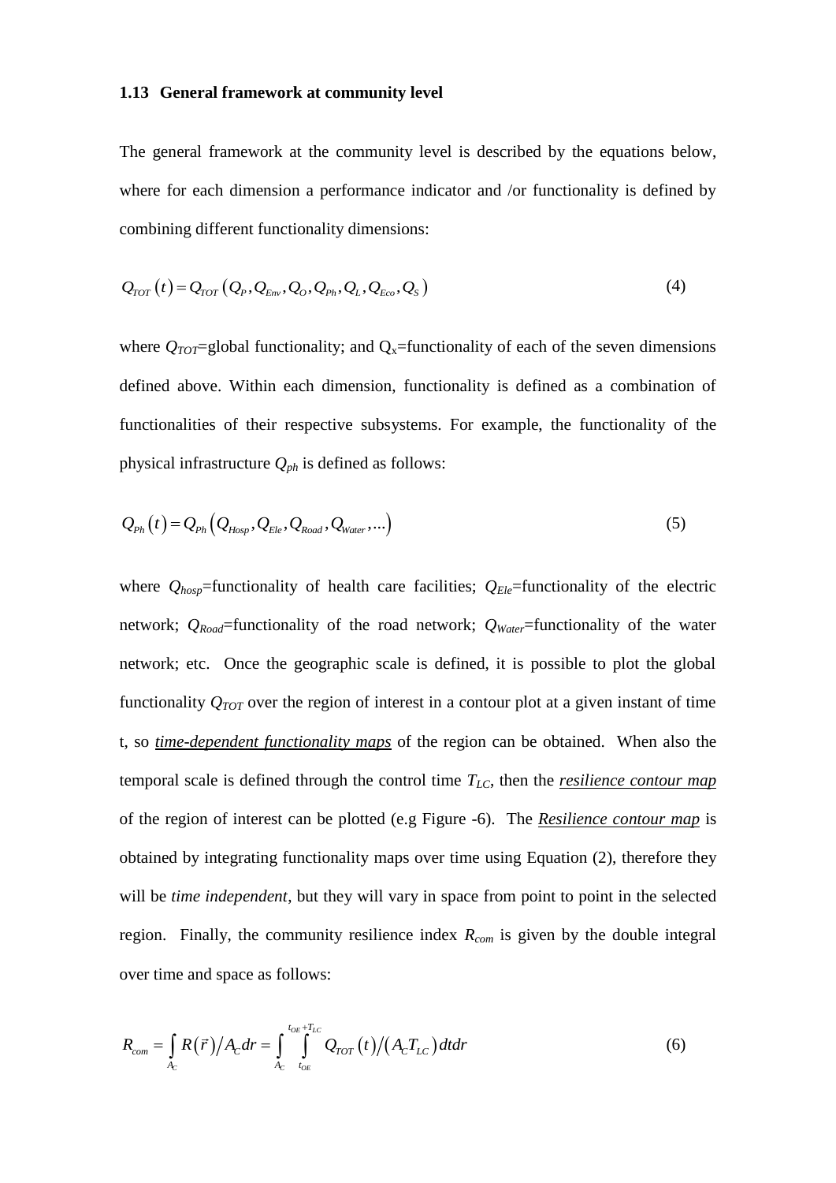### 1.13 General framework at community level

The general framework at the community level is described by the equations below, where for each dimension a performance indicator and /or functionality is defined by combining different functionality dimensions:

$$Q_{TOT}\left(t\right) = Q_{TOT}\left(Q_P, Q_{Env}, Q_O, Q_{Ph}, Q_L, Q_{Eco}, Q_S\right) \tag{4}$$

where $Q_{TOT}$=global functionality; and $Q_x$=functionality of each of the seven dimensions defined above. Within each dimension, functionality is defined as a combination of functionalities of their respective subsystems. For example, the functionality of the physical infrastructure $Q_{ph}$ is defined as follows:

$$Q_{Ph}\left(t\right) = Q_{Ph}\left(Q_{Hosp}, Q_{Ele}, Q_{Road}, Q_{Water}, \ldots\right) \tag{5}$$

where $Q_{hosp}$=functionality of health care facilities; $Q_{Ele}$=functionality of the electric network; $Q_{Road}$=functionality of the road network; $Q_{Water}$=functionality of the water network; etc. Once the geographic scale is defined, it is possible to plot the global functionality $Q_{TOT}$ over the region of interest in a contour plot at a given instant of time t, so ***time-dependent functionality maps*** of the region can be obtained. When also the temporal scale is defined through the control time $T_{LC}$, then the ***resilience contour map*** of the region of interest can be plotted (e.g Figure -6). The ***Resilience contour map*** is obtained by integrating functionality maps over time using Equation (2), therefore they will be *time independent*, but they will vary in space from point to point in the selected region. Finally, the community resilience index $R_{com}$ is given by the double integral over time and space as follows:

$$R_{com} = \int_{A_C} R\left(\vec{r}\right) / A_C dr = \int_{A_C} \int_{t_{OE}}^{t_{OE}+T_{LC}} Q_{TOT}\left(t\right) / \left(A_C T_{LC}\right) dt dr \tag{6}$$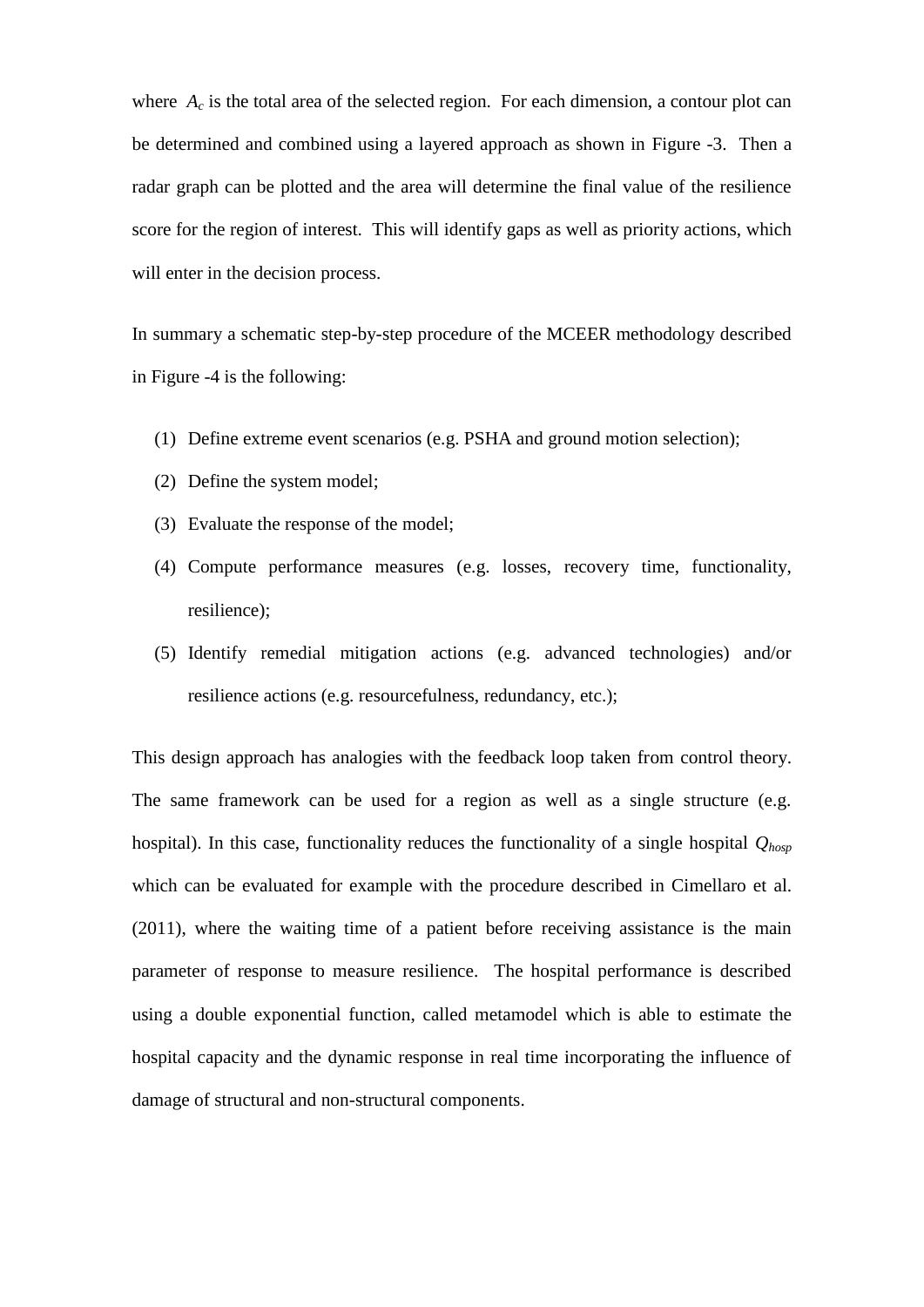where $A_c$ is the total area of the selected region. For each dimension, a contour plot can be determined and combined using a layered approach as shown in Figure -3. Then a radar graph can be plotted and the area will determine the final value of the resilience score for the region of interest. This will identify gaps as well as priority actions, which will enter in the decision process.

In summary a schematic step-by-step procedure of the MCEER methodology described in Figure -4 is the following:

(1) Define extreme event scenarios (e.g. PSHA and ground motion selection);

(2) Define the system model;

(3) Evaluate the response of the model;

(4) Compute performance measures (e.g. losses, recovery time, functionality, resilience);

(5) Identify remedial mitigation actions (e.g. advanced technologies) and/or resilience actions (e.g. resourcefulness, redundancy, etc.);

This design approach has analogies with the feedback loop taken from control theory. The same framework can be used for a region as well as a single structure (e.g. hospital). In this case, functionality reduces the functionality of a single hospital $Q_{hosp}$ which can be evaluated for example with the procedure described in Cimellaro et al. (2011), where the waiting time of a patient before receiving assistance is the main parameter of response to measure resilience. The hospital performance is described using a double exponential function, called metamodel which is able to estimate the hospital capacity and the dynamic response in real time incorporating the influence of damage of structural and non-structural components.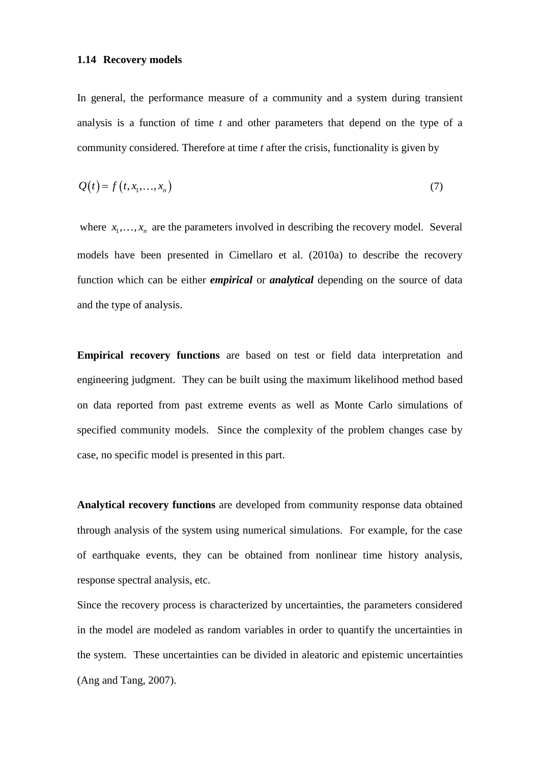### 1.14 Recovery models

In general, the performance measure of a community and a system during transient analysis is a function of time *t* and other parameters that depend on the type of a community considered. Therefore at time *t* after the crisis, functionality is given by

$$Q(t) = f\left(t, x_1, \ldots, x_n\right) \tag{7}$$

where $x_1, \ldots, x_n$ are the parameters involved in describing the recovery model. Several models have been presented in Cimellaro et al. (2010a) to describe the recovery function which can be either ***empirical*** or ***analytical*** depending on the source of data and the type of analysis.

**Empirical recovery functions** are based on test or field data interpretation and engineering judgment. They can be built using the maximum likelihood method based on data reported from past extreme events as well as Monte Carlo simulations of specified community models. Since the complexity of the problem changes case by case, no specific model is presented in this part.

**Analytical recovery functions** are developed from community response data obtained through analysis of the system using numerical simulations. For example, for the case of earthquake events, they can be obtained from nonlinear time history analysis, response spectral analysis, etc.

Since the recovery process is characterized by uncertainties, the parameters considered in the model are modeled as random variables in order to quantify the uncertainties in the system. These uncertainties can be divided in aleatoric and epistemic uncertainties (Ang and Tang, 2007).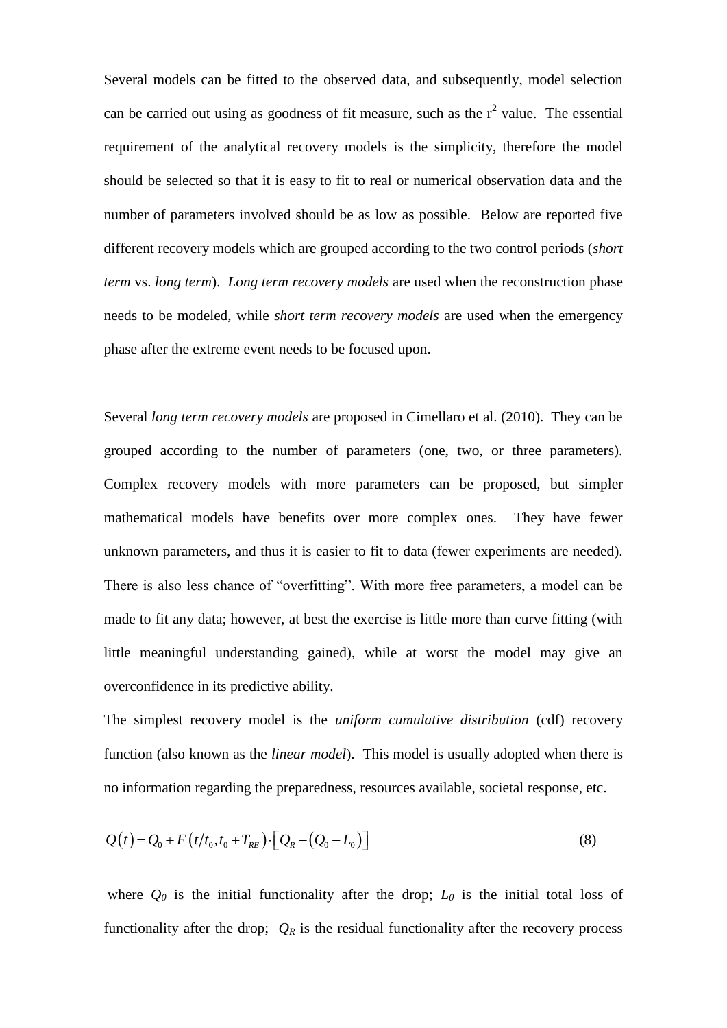Several models can be fitted to the observed data, and subsequently, model selection can be carried out using as goodness of fit measure, such as the $r^2$ value. The essential requirement of the analytical recovery models is the simplicity, therefore the model should be selected so that it is easy to fit to real or numerical observation data and the number of parameters involved should be as low as possible. Below are reported five different recovery models which are grouped according to the two control periods (*short term* vs. *long term*). *Long term recovery models* are used when the reconstruction phase needs to be modeled, while *short term recovery models* are used when the emergency phase after the extreme event needs to be focused upon.

Several *long term recovery models* are proposed in Cimellaro et al. (2010). They can be grouped according to the number of parameters (one, two, or three parameters). Complex recovery models with more parameters can be proposed, but simpler mathematical models have benefits over more complex ones. They have fewer unknown parameters, and thus it is easier to fit to data (fewer experiments are needed). There is also less chance of "overfitting". With more free parameters, a model can be made to fit any data; however, at best the exercise is little more than curve fitting (with little meaningful understanding gained), while at worst the model may give an overconfidence in its predictive ability.

The simplest recovery model is the *uniform cumulative distribution* (cdf) recovery function (also known as the *linear model*). This model is usually adopted when there is no information regarding the preparedness, resources available, societal response, etc.

$$Q(t) = Q_0 + F\left(t/t_0, t_0 + T_{RE}\right) \cdot \left[Q_R - \left(Q_0 - L_0\right)\right] \tag{8}$$

where $Q_0$ is the initial functionality after the drop; $L_0$ is the initial total loss of functionality after the drop; $Q_R$ is the residual functionality after the recovery process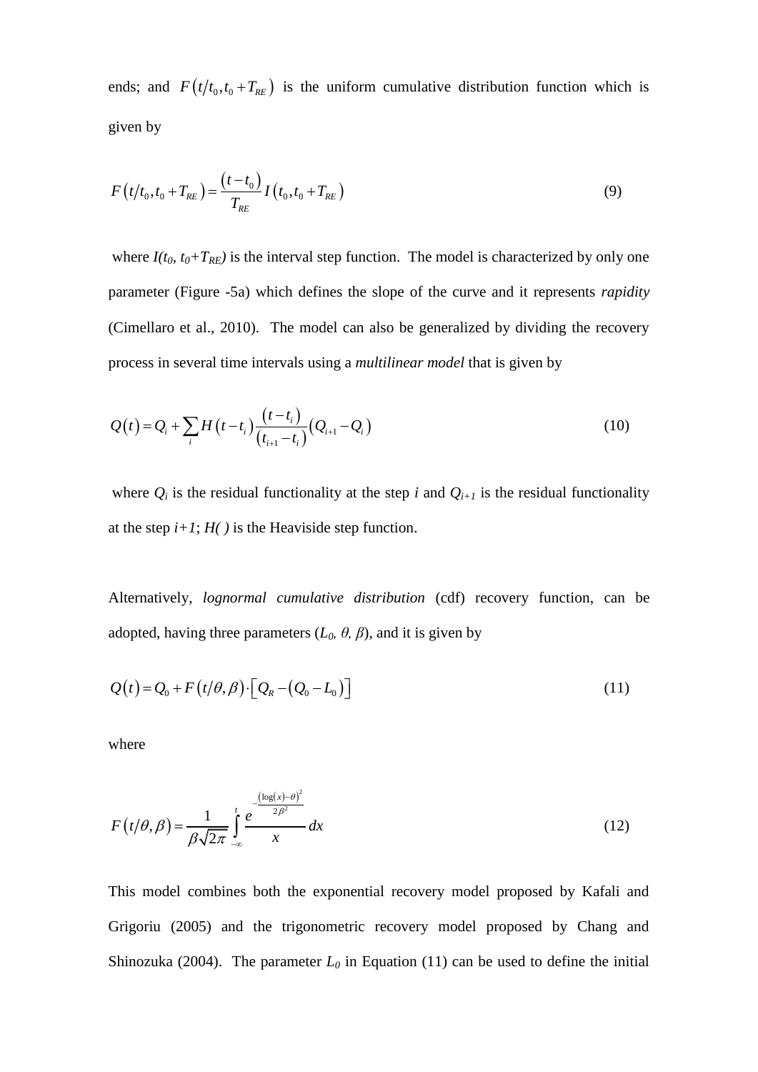ends; and $F\left(t/t_0, t_0+T_{RE}\right)$ is the uniform cumulative distribution function which is given by

$$F\left(t/t_0, t_0+T_{RE}\right) = \frac{\left(t-t_0\right)}{T_{RE}} I\left(t_0, t_0+T_{RE}\right) \tag{9}$$

where $I(t_0, t_0+T_{RE})$ is the interval step function. The model is characterized by only one parameter (Figure -5a) which defines the slope of the curve and it represents *rapidity* (Cimellaro et al., 2010). The model can also be generalized by dividing the recovery process in several time intervals using a *multilinear model* that is given by

$$Q\left(t\right) = Q_i + \sum_i H\left(t-t_i\right) \frac{\left(t-t_i\right)}{\left(t_{i+1}-t_i\right)} \left(Q_{i+1}-Q_i\right) \tag{10}$$

where $Q_i$ is the residual functionality at the step $i$ and $Q_{i+1}$ is the residual functionality at the step $i+1$; $H(\,)$ is the Heaviside step function.

Alternatively, *lognormal cumulative distribution* (cdf) recovery function, can be adopted, having three parameters ($L_0$, $\theta$, $\beta$), and it is given by

$$Q\left(t\right) = Q_0 + F\left(t/\theta, \beta\right) \cdot \left[Q_R - \left(Q_0 - L_0\right)\right] \tag{11}$$

where

$$F\left(t/\theta, \beta\right) = \frac{1}{\beta\sqrt{2\pi}} \int_{-\infty}^{t} \frac{e^{-\frac{\left(\log(x)-\theta\right)^2}{2\beta^2}}}{x} dx \tag{12}$$

This model combines both the exponential recovery model proposed by Kafali and Grigoriu (2005) and the trigonometric recovery model proposed by Chang and Shinozuka (2004). The parameter $L_0$ in Equation (11) can be used to define the initial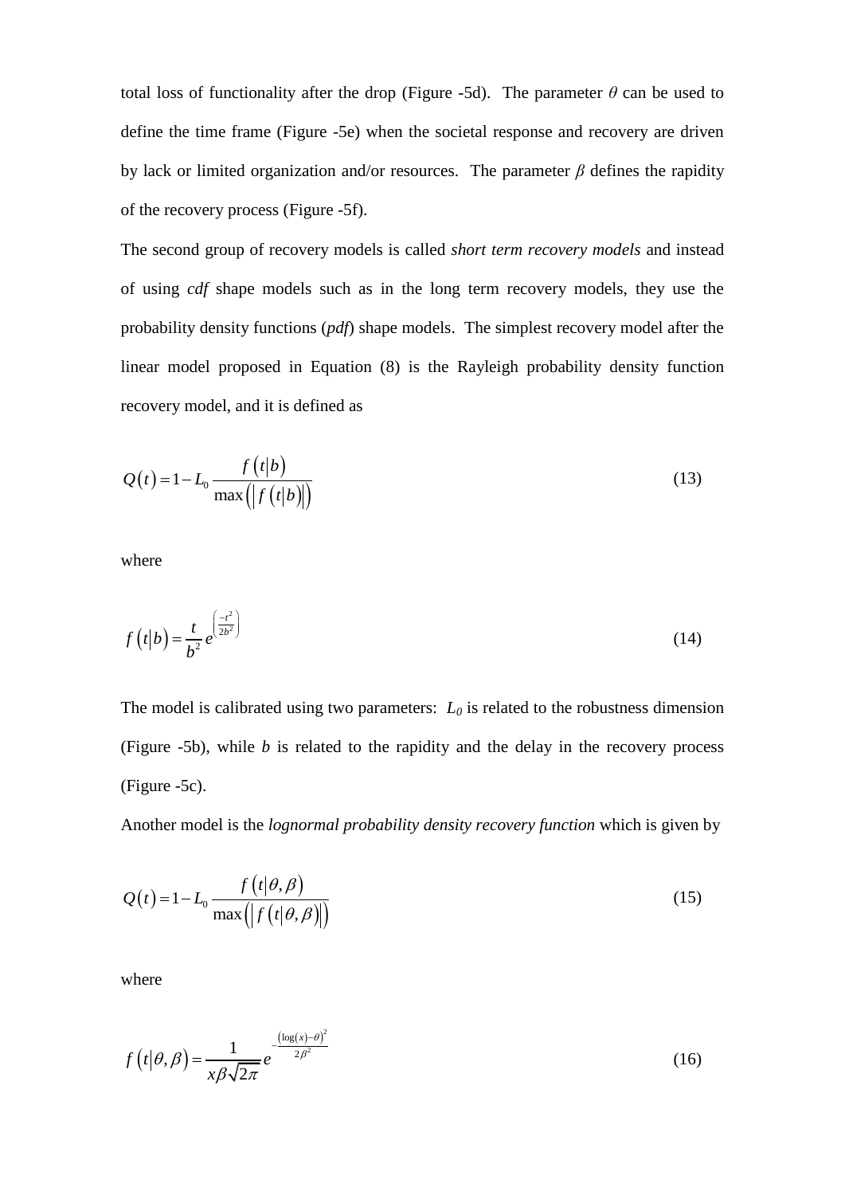total loss of functionality after the drop (Figure -5d). The parameter $\theta$ can be used to define the time frame (Figure -5e) when the societal response and recovery are driven by lack or limited organization and/or resources. The parameter $\beta$ defines the rapidity of the recovery process (Figure -5f).

The second group of recovery models is called *short term recovery models* and instead of using *cdf* shape models such as in the long term recovery models, they use the probability density functions (*pdf*) shape models. The simplest recovery model after the linear model proposed in Equation (8) is the Rayleigh probability density function recovery model, and it is defined as

$$Q(t) = 1 - L_0 \frac{f(t|b)}{\max(|f(t|b)|)} \tag{13}$$

where

$$f(t|b) = \frac{t}{b^2} e^{\left(\frac{-t^2}{2b^2}\right)} \tag{14}$$

The model is calibrated using two parameters: $L_0$ is related to the robustness dimension (Figure -5b), while $b$ is related to the rapidity and the delay in the recovery process (Figure -5c).

Another model is the *lognormal probability density recovery function* which is given by

$$Q(t) = 1 - L_0 \frac{f(t|\theta,\beta)}{\max(|f(t|\theta,\beta)|)} \tag{15}$$

where

$$f(t|\theta,\beta) = \frac{1}{x\beta\sqrt{2\pi}} e^{-\frac{(\log(x)-\theta)^2}{2\beta^2}} \tag{16}$$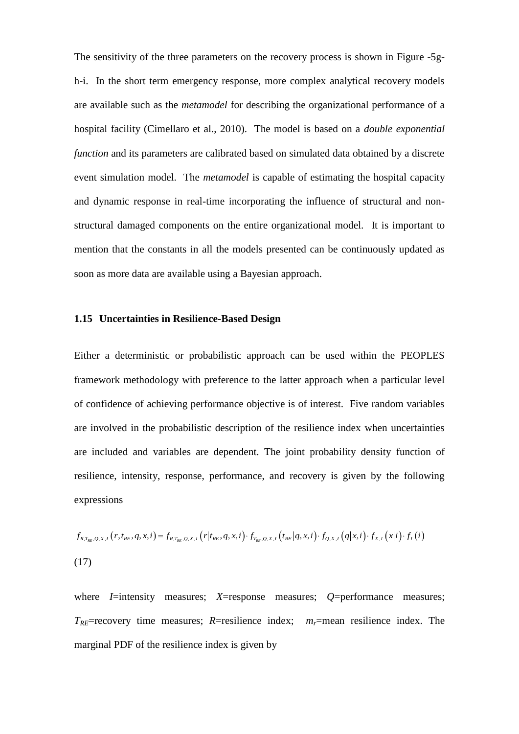The sensitivity of the three parameters on the recovery process is shown in Figure -5g-h-i. In the short term emergency response, more complex analytical recovery models are available such as the *metamodel* for describing the organizational performance of a hospital facility (Cimellaro et al., 2010). The model is based on a *double exponential function* and its parameters are calibrated based on simulated data obtained by a discrete event simulation model. The *metamodel* is capable of estimating the hospital capacity and dynamic response in real-time incorporating the influence of structural and non-structural damaged components on the entire organizational model. It is important to mention that the constants in all the models presented can be continuously updated as soon as more data are available using a Bayesian approach.

### 1.15 Uncertainties in Resilience-Based Design

Either a deterministic or probabilistic approach can be used within the PEOPLES framework methodology with preference to the latter approach when a particular level of confidence of achieving performance objective is of interest. Five random variables are involved in the probabilistic description of the resilience index when uncertainties are included and variables are dependent. The joint probability density function of resilience, intensity, response, performance, and recovery is given by the following expressions

$$f_{R,T_{RE},Q,X,I}\left(r,t_{RE},q,x,i\right)=f_{R,T_{RE},Q,X,I}\left(r\middle|t_{RE},q,x,i\right)\cdot f_{T_{RE},Q,X,I}\left(t_{RE}\middle|q,x,i\right)\cdot f_{Q,X,I}\left(q\middle|x,i\right)\cdot f_{X,I}\left(x\middle|i\right)\cdot f_{I}\left(i\right)$$

(17)

where $I$=intensity measures; $X$=response measures; $Q$=performance measures; $T_{RE}$=recovery time measures; $R$=resilience index; $m_r$=mean resilience index. The marginal PDF of the resilience index is given by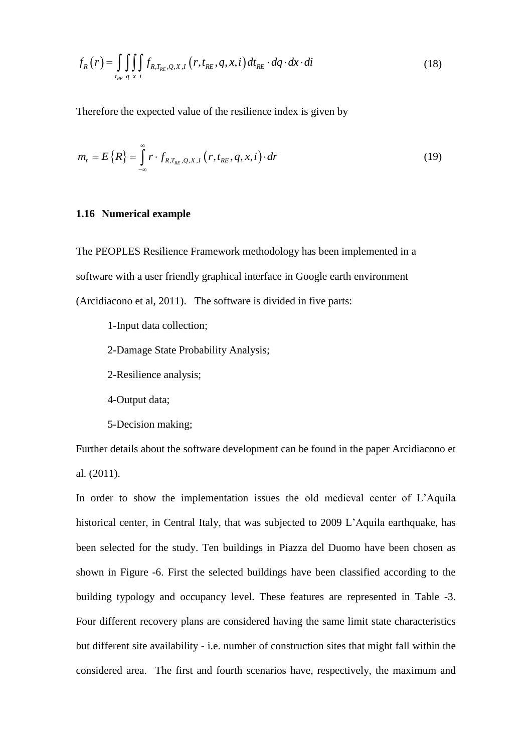$$f_R(r) = \int_{t_{RE}} \int_q \int_x \int_i f_{R,T_{RE},Q,X,I}(r, t_{RE}, q, x, i) \, dt_{RE} \cdot dq \cdot dx \cdot di \tag{18}$$

Therefore the expected value of the resilience index is given by

$$m_r = E\{R\} = \int_{-\infty}^{\infty} r \cdot f_{R,T_{RE},Q,X,I}(r, t_{RE}, q, x, i) \cdot dr \tag{19}$$

### 1.16 Numerical example

The PEOPLES Resilience Framework methodology has been implemented in a software with a user friendly graphical interface in Google earth environment (Arcidiacono et al, 2011). The software is divided in five parts:

1-Input data collection;

2-Damage State Probability Analysis;

2-Resilience analysis;

4-Output data;

5-Decision making;

Further details about the software development can be found in the paper Arcidiacono et al. (2011).

In order to show the implementation issues the old medieval center of L'Aquila historical center, in Central Italy, that was subjected to 2009 L'Aquila earthquake, has been selected for the study. Ten buildings in Piazza del Duomo have been chosen as shown in Figure -6. First the selected buildings have been classified according to the building typology and occupancy level. These features are represented in Table -3. Four different recovery plans are considered having the same limit state characteristics but different site availability - i.e. number of construction sites that might fall within the considered area. The first and fourth scenarios have, respectively, the maximum and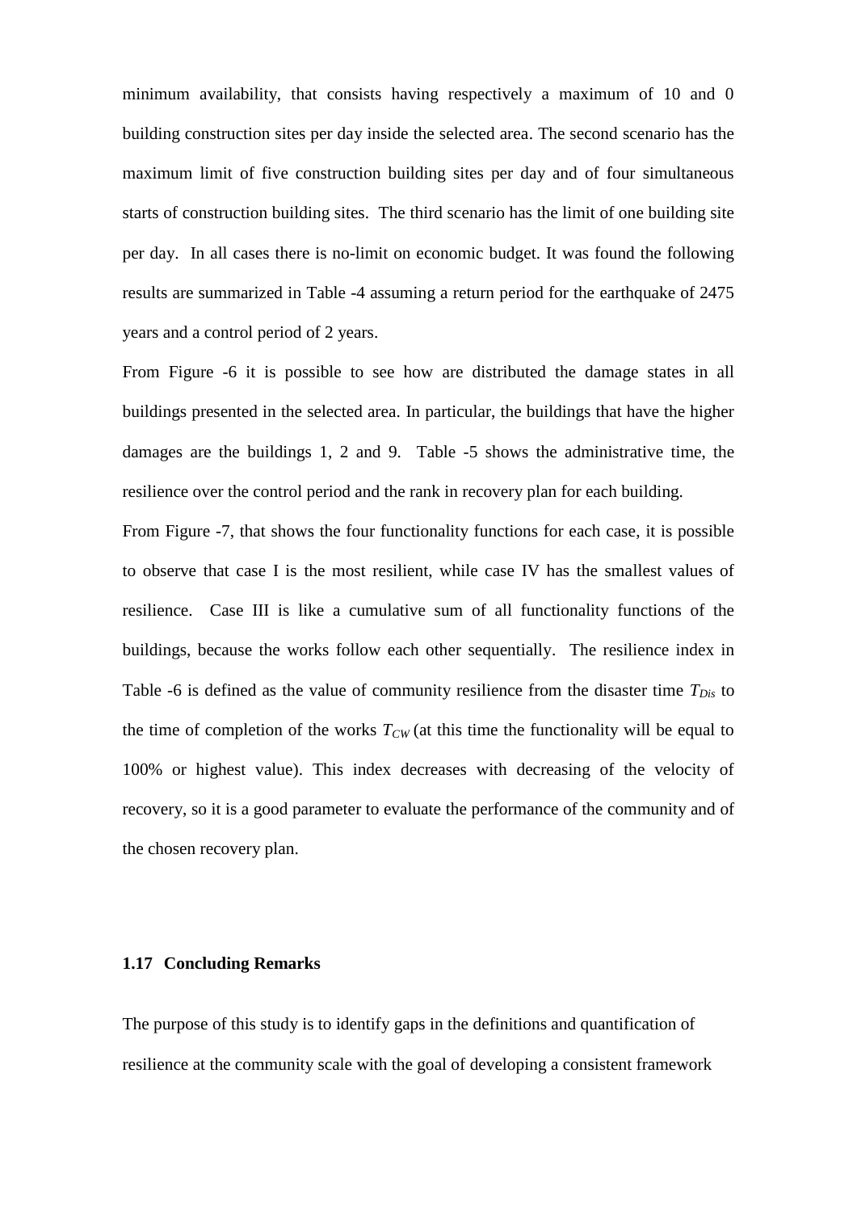minimum availability, that consists having respectively a maximum of 10 and 0 building construction sites per day inside the selected area. The second scenario has the maximum limit of five construction building sites per day and of four simultaneous starts of construction building sites. The third scenario has the limit of one building site per day. In all cases there is no-limit on economic budget. It was found the following results are summarized in Table -4 assuming a return period for the earthquake of 2475 years and a control period of 2 years.

From Figure -6 it is possible to see how are distributed the damage states in all buildings presented in the selected area. In particular, the buildings that have the higher damages are the buildings 1, 2 and 9. Table -5 shows the administrative time, the resilience over the control period and the rank in recovery plan for each building.

From Figure -7, that shows the four functionality functions for each case, it is possible to observe that case I is the most resilient, while case IV has the smallest values of resilience. Case III is like a cumulative sum of all functionality functions of the buildings, because the works follow each other sequentially. The resilience index in Table -6 is defined as the value of community resilience from the disaster time $T_{Dis}$ to the time of completion of the works $T_{CW}$ (at this time the functionality will be equal to 100% or highest value). This index decreases with decreasing of the velocity of recovery, so it is a good parameter to evaluate the performance of the community and of the chosen recovery plan.

### 1.17 Concluding Remarks

The purpose of this study is to identify gaps in the definitions and quantification of resilience at the community scale with the goal of developing a consistent framework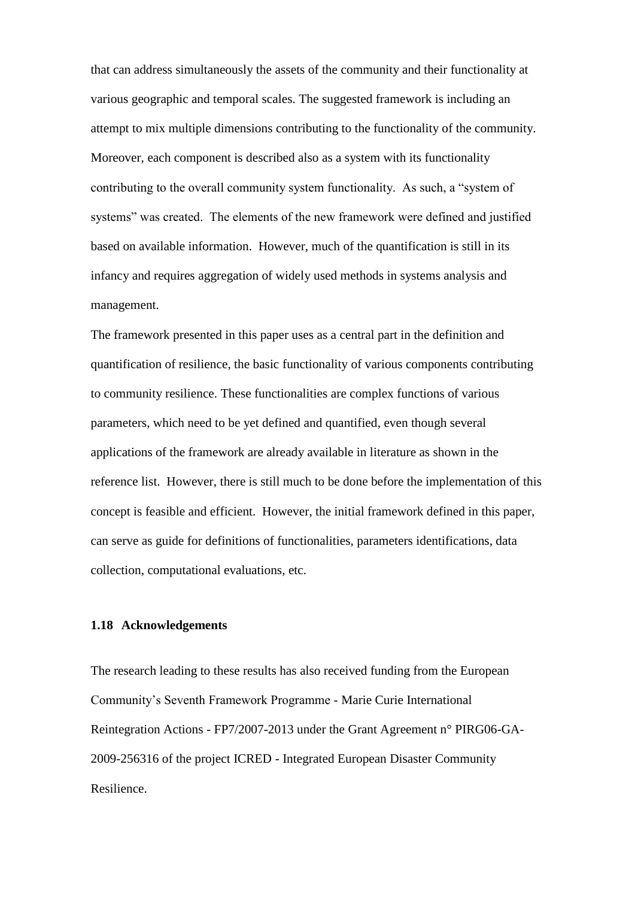that can address simultaneously the assets of the community and their functionality at various geographic and temporal scales. The suggested framework is including an attempt to mix multiple dimensions contributing to the functionality of the community. Moreover, each component is described also as a system with its functionality contributing to the overall community system functionality. As such, a "system of systems" was created. The elements of the new framework were defined and justified based on available information. However, much of the quantification is still in its infancy and requires aggregation of widely used methods in systems analysis and management.

The framework presented in this paper uses as a central part in the definition and quantification of resilience, the basic functionality of various components contributing to community resilience. These functionalities are complex functions of various parameters, which need to be yet defined and quantified, even though several applications of the framework are already available in literature as shown in the reference list. However, there is still much to be done before the implementation of this concept is feasible and efficient. However, the initial framework defined in this paper, can serve as guide for definitions of functionalities, parameters identifications, data collection, computational evaluations, etc.

### 1.18 Acknowledgements

The research leading to these results has also received funding from the European Community's Seventh Framework Programme - Marie Curie International Reintegration Actions - FP7/2007-2013 under the Grant Agreement n° PIRG06-GA-2009-256316 of the project ICRED - Integrated European Disaster Community Resilience.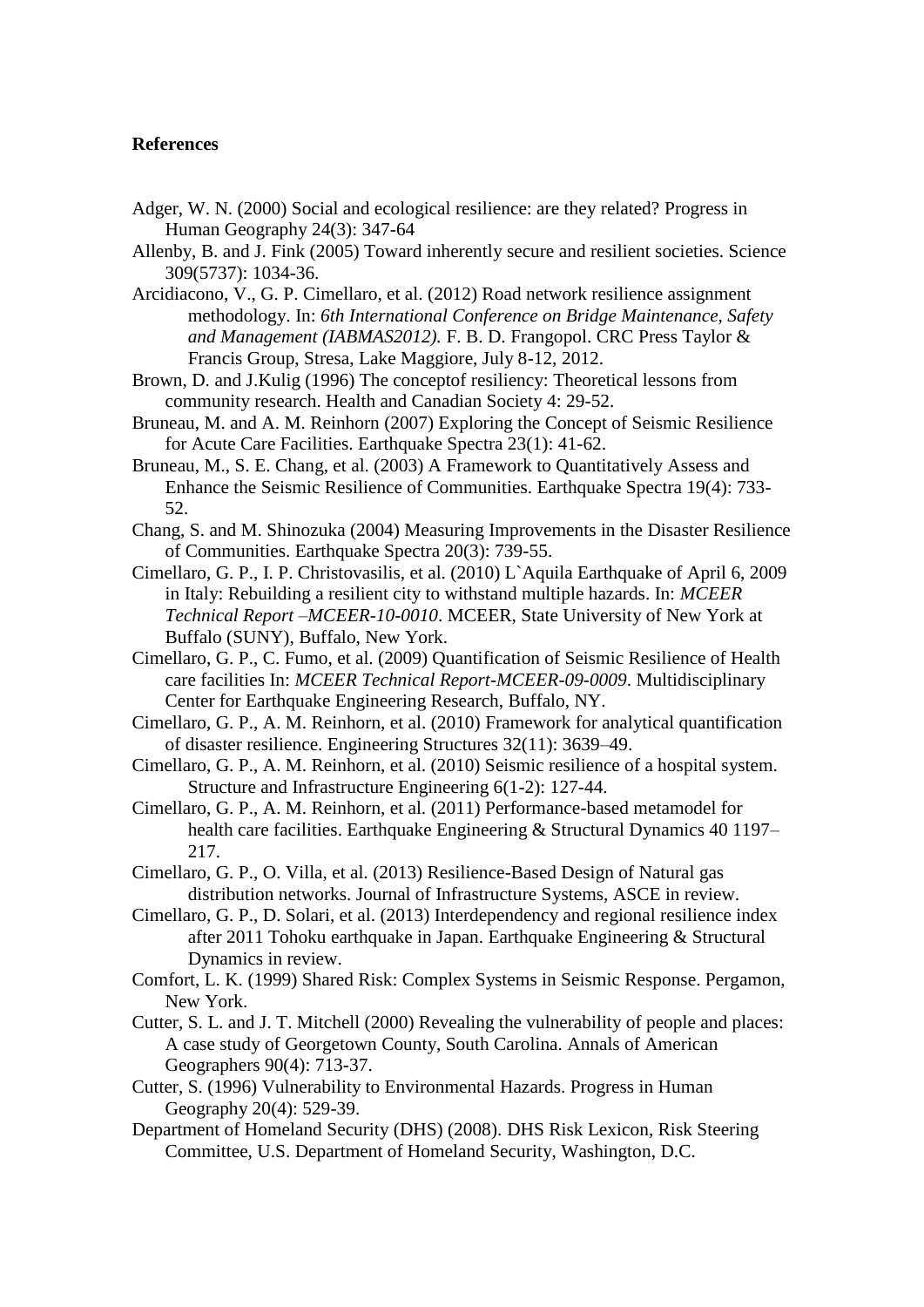**References**

Adger, W. N. (2000) Social and ecological resilience: are they related? Progress in Human Geography 24(3): 347-64

Allenby, B. and J. Fink (2005) Toward inherently secure and resilient societies. Science 309(5737): 1034-36.

Arcidiacono, V., G. P. Cimellaro, et al. (2012) Road network resilience assignment methodology. In: *6th International Conference on Bridge Maintenance, Safety and Management (IABMAS2012).* F. B. D. Frangopol. CRC Press Taylor & Francis Group, Stresa, Lake Maggiore, July 8-12, 2012.

Brown, D. and J.Kulig (1996) The conceptof resiliency: Theoretical lessons from community research. Health and Canadian Society 4: 29-52.

Bruneau, M. and A. M. Reinhorn (2007) Exploring the Concept of Seismic Resilience for Acute Care Facilities. Earthquake Spectra 23(1): 41-62.

Bruneau, M., S. E. Chang, et al. (2003) A Framework to Quantitatively Assess and Enhance the Seismic Resilience of Communities. Earthquake Spectra 19(4): 733-52.

Chang, S. and M. Shinozuka (2004) Measuring Improvements in the Disaster Resilience of Communities. Earthquake Spectra 20(3): 739-55.

Cimellaro, G. P., I. P. Christovasilis, et al. (2010) L`Aquila Earthquake of April 6, 2009 in Italy: Rebuilding a resilient city to withstand multiple hazards. In: *MCEER Technical Report –MCEER-10-0010*. MCEER, State University of New York at Buffalo (SUNY), Buffalo, New York.

Cimellaro, G. P., C. Fumo, et al. (2009) Quantification of Seismic Resilience of Health care facilities In: *MCEER Technical Report-MCEER-09-0009*. Multidisciplinary Center for Earthquake Engineering Research, Buffalo, NY.

Cimellaro, G. P., A. M. Reinhorn, et al. (2010) Framework for analytical quantification of disaster resilience. Engineering Structures 32(11): 3639–49.

Cimellaro, G. P., A. M. Reinhorn, et al. (2010) Seismic resilience of a hospital system. Structure and Infrastructure Engineering 6(1-2): 127-44.

Cimellaro, G. P., A. M. Reinhorn, et al. (2011) Performance-based metamodel for health care facilities. Earthquake Engineering & Structural Dynamics 40 1197–217.

Cimellaro, G. P., O. Villa, et al. (2013) Resilience-Based Design of Natural gas distribution networks. Journal of Infrastructure Systems, ASCE in review.

Cimellaro, G. P., D. Solari, et al. (2013) Interdependency and regional resilience index after 2011 Tohoku earthquake in Japan. Earthquake Engineering & Structural Dynamics in review.

Comfort, L. K. (1999) Shared Risk: Complex Systems in Seismic Response. Pergamon, New York.

Cutter, S. L. and J. T. Mitchell (2000) Revealing the vulnerability of people and places: A case study of Georgetown County, South Carolina. Annals of American Geographers 90(4): 713-37.

Cutter, S. (1996) Vulnerability to Environmental Hazards. Progress in Human Geography 20(4): 529-39.

Department of Homeland Security (DHS) (2008). DHS Risk Lexicon, Risk Steering Committee, U.S. Department of Homeland Security, Washington, D.C.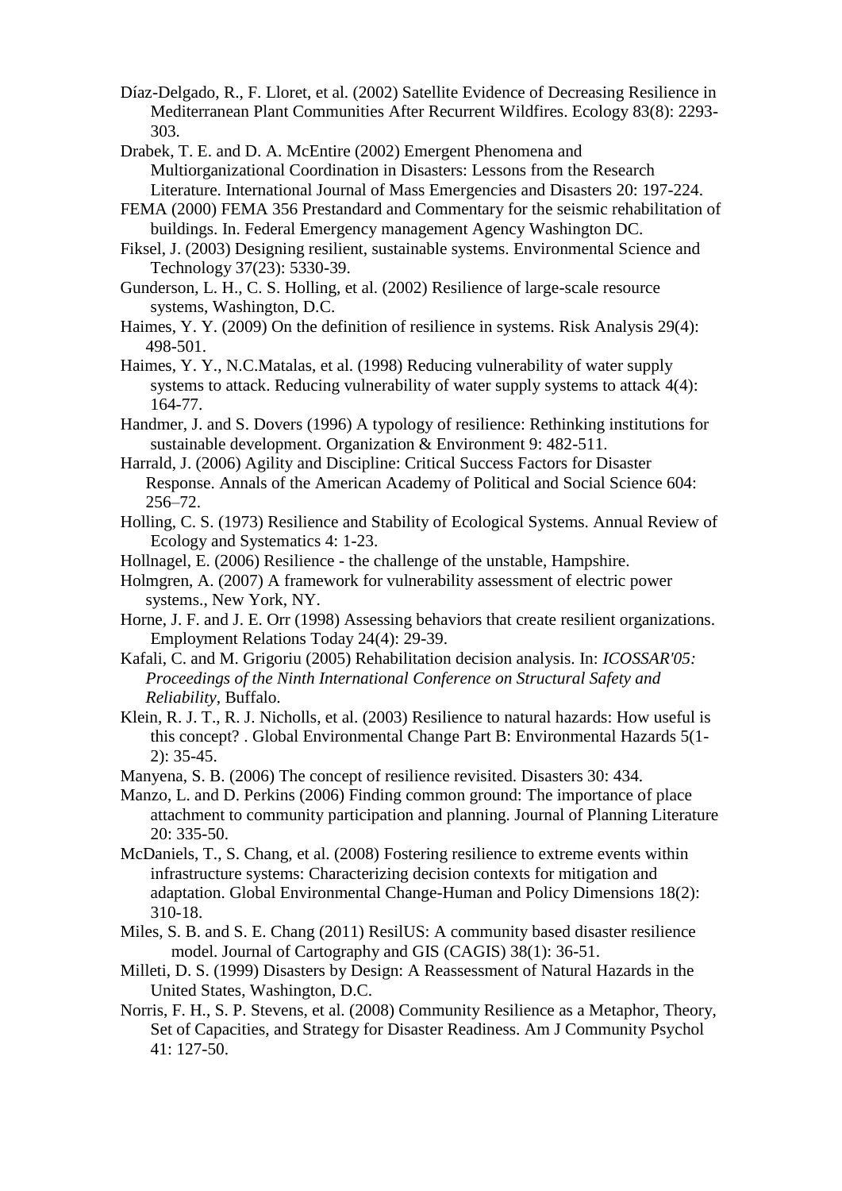Díaz-Delgado, R., F. Lloret, et al. (2002) Satellite Evidence of Decreasing Resilience in Mediterranean Plant Communities After Recurrent Wildfires. Ecology 83(8): 2293-303.

Drabek, T. E. and D. A. McEntire (2002) Emergent Phenomena and Multiorganizational Coordination in Disasters: Lessons from the Research Literature. International Journal of Mass Emergencies and Disasters 20: 197-224.

FEMA (2000) FEMA 356 Prestandard and Commentary for the seismic rehabilitation of buildings. In. Federal Emergency management Agency Washington DC.

Fiksel, J. (2003) Designing resilient, sustainable systems. Environmental Science and Technology 37(23): 5330-39.

Gunderson, L. H., C. S. Holling, et al. (2002) Resilience of large-scale resource systems, Washington, D.C.

Haimes, Y. Y. (2009) On the definition of resilience in systems. Risk Analysis 29(4): 498-501.

Haimes, Y. Y., N.C.Matalas, et al. (1998) Reducing vulnerability of water supply systems to attack. Reducing vulnerability of water supply systems to attack 4(4): 164-77.

Handmer, J. and S. Dovers (1996) A typology of resilience: Rethinking institutions for sustainable development. Organization & Environment 9: 482-511.

Harrald, J. (2006) Agility and Discipline: Critical Success Factors for Disaster Response. Annals of the American Academy of Political and Social Science 604: 256–72.

Holling, C. S. (1973) Resilience and Stability of Ecological Systems. Annual Review of Ecology and Systematics 4: 1-23.

Hollnagel, E. (2006) Resilience - the challenge of the unstable, Hampshire.

Holmgren, A. (2007) A framework for vulnerability assessment of electric power systems., New York, NY.

Horne, J. F. and J. E. Orr (1998) Assessing behaviors that create resilient organizations. Employment Relations Today 24(4): 29-39.

Kafali, C. and M. Grigoriu (2005) Rehabilitation decision analysis. In: *ICOSSAR'05: Proceedings of the Ninth International Conference on Structural Safety and Reliability*, Buffalo.

Klein, R. J. T., R. J. Nicholls, et al. (2003) Resilience to natural hazards: How useful is this concept? . Global Environmental Change Part B: Environmental Hazards 5(1-2): 35-45.

Manyena, S. B. (2006) The concept of resilience revisited. Disasters 30: 434.

Manzo, L. and D. Perkins (2006) Finding common ground: The importance of place attachment to community participation and planning. Journal of Planning Literature 20: 335-50.

McDaniels, T., S. Chang, et al. (2008) Fostering resilience to extreme events within infrastructure systems: Characterizing decision contexts for mitigation and adaptation. Global Environmental Change-Human and Policy Dimensions 18(2): 310-18.

Miles, S. B. and S. E. Chang (2011) ResilUS: A community based disaster resilience model. Journal of Cartography and GIS (CAGIS) 38(1): 36-51.

Milleti, D. S. (1999) Disasters by Design: A Reassessment of Natural Hazards in the United States, Washington, D.C.

Norris, F. H., S. P. Stevens, et al. (2008) Community Resilience as a Metaphor, Theory, Set of Capacities, and Strategy for Disaster Readiness. Am J Community Psychol 41: 127-50.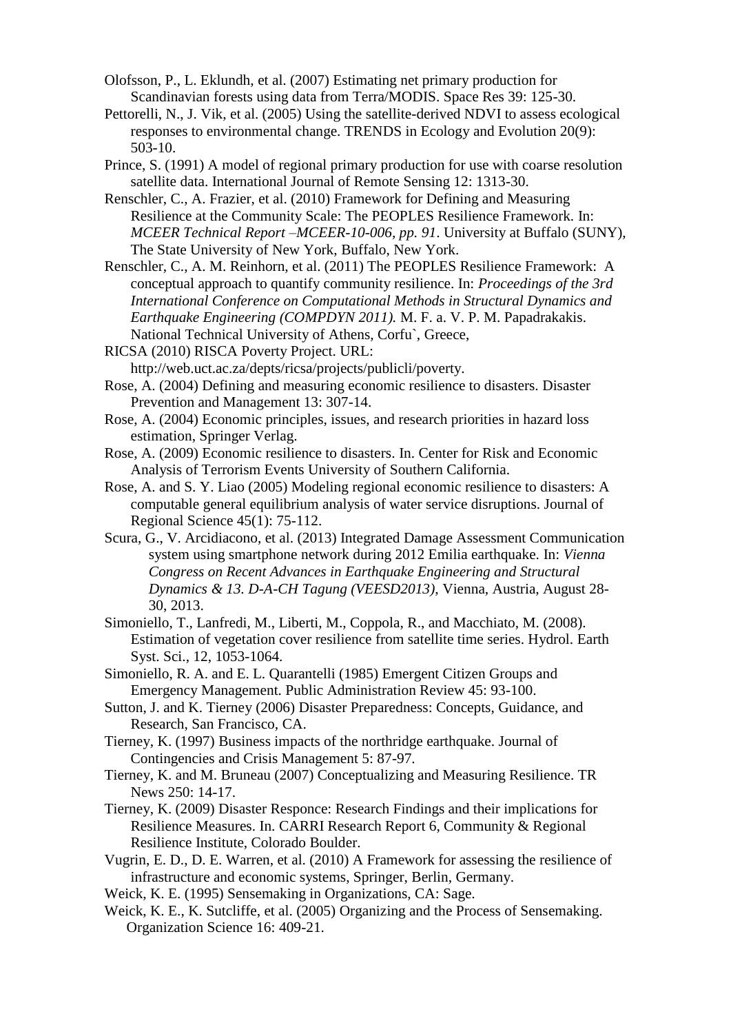Olofsson, P., L. Eklundh, et al. (2007) Estimating net primary production for Scandinavian forests using data from Terra/MODIS. Space Res 39: 125-30.

Pettorelli, N., J. Vik, et al. (2005) Using the satellite-derived NDVI to assess ecological responses to environmental change. TRENDS in Ecology and Evolution 20(9): 503-10.

Prince, S. (1991) A model of regional primary production for use with coarse resolution satellite data. International Journal of Remote Sensing 12: 1313-30.

Renschler, C., A. Frazier, et al. (2010) Framework for Defining and Measuring Resilience at the Community Scale: The PEOPLES Resilience Framework. In: *MCEER Technical Report –MCEER-10-006, pp. 91*. University at Buffalo (SUNY), The State University of New York, Buffalo, New York.

Renschler, C., A. M. Reinhorn, et al. (2011) The PEOPLES Resilience Framework: A conceptual approach to quantify community resilience. In: *Proceedings of the 3rd International Conference on Computational Methods in Structural Dynamics and Earthquake Engineering (COMPDYN 2011).* M. F. a. V. P. M. Papadrakakis. National Technical University of Athens, Corfu`, Greece,

RICSA (2010) RISCA Poverty Project. URL: http://web.uct.ac.za/depts/ricsa/projects/publicli/poverty.

Rose, A. (2004) Defining and measuring economic resilience to disasters. Disaster Prevention and Management 13: 307-14.

Rose, A. (2004) Economic principles, issues, and research priorities in hazard loss estimation, Springer Verlag.

Rose, A. (2009) Economic resilience to disasters. In. Center for Risk and Economic Analysis of Terrorism Events University of Southern California.

Rose, A. and S. Y. Liao (2005) Modeling regional economic resilience to disasters: A computable general equilibrium analysis of water service disruptions. Journal of Regional Science 45(1): 75-112.

Scura, G., V. Arcidiacono, et al. (2013) Integrated Damage Assessment Communication system using smartphone network during 2012 Emilia earthquake. In: *Vienna Congress on Recent Advances in Earthquake Engineering and Structural Dynamics & 13. D-A-CH Tagung (VEESD2013)*, Vienna, Austria, August 28-30, 2013.

Simoniello, T., Lanfredi, M., Liberti, M., Coppola, R., and Macchiato, M. (2008). Estimation of vegetation cover resilience from satellite time series. Hydrol. Earth Syst. Sci., 12, 1053-1064.

Simoniello, R. A. and E. L. Quarantelli (1985) Emergent Citizen Groups and Emergency Management. Public Administration Review 45: 93-100.

Sutton, J. and K. Tierney (2006) Disaster Preparedness: Concepts, Guidance, and Research, San Francisco, CA.

Tierney, K. (1997) Business impacts of the northridge earthquake. Journal of Contingencies and Crisis Management 5: 87-97.

Tierney, K. and M. Bruneau (2007) Conceptualizing and Measuring Resilience. TR News 250: 14-17.

Tierney, K. (2009) Disaster Responce: Research Findings and their implications for Resilience Measures. In. CARRI Research Report 6, Community & Regional Resilience Institute, Colorado Boulder.

Vugrin, E. D., D. E. Warren, et al. (2010) A Framework for assessing the resilience of infrastructure and economic systems, Springer, Berlin, Germany.

Weick, K. E. (1995) Sensemaking in Organizations, CA: Sage.

Weick, K. E., K. Sutcliffe, et al. (2005) Organizing and the Process of Sensemaking. Organization Science 16: 409-21.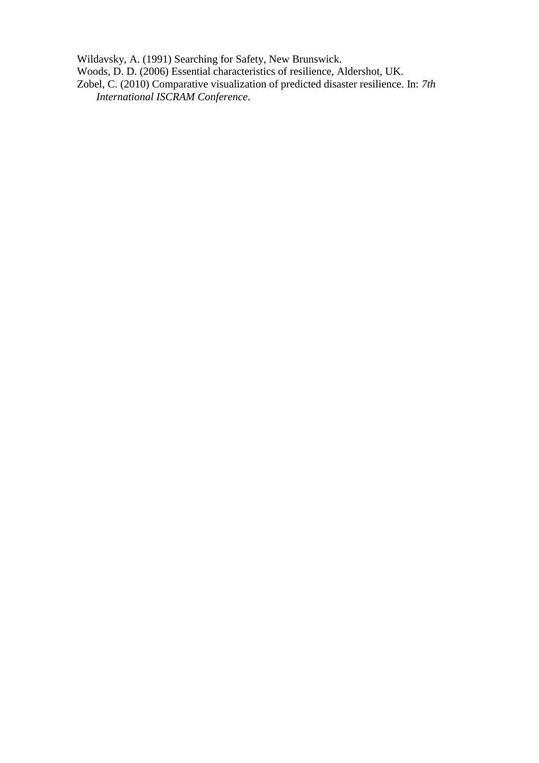Wildavsky, A. (1991) Searching for Safety, New Brunswick.

Woods, D. D. (2006) Essential characteristics of resilience, Aldershot, UK.

Zobel, C. (2010) Comparative visualization of predicted disaster resilience. In: *7th International ISCRAM Conference*.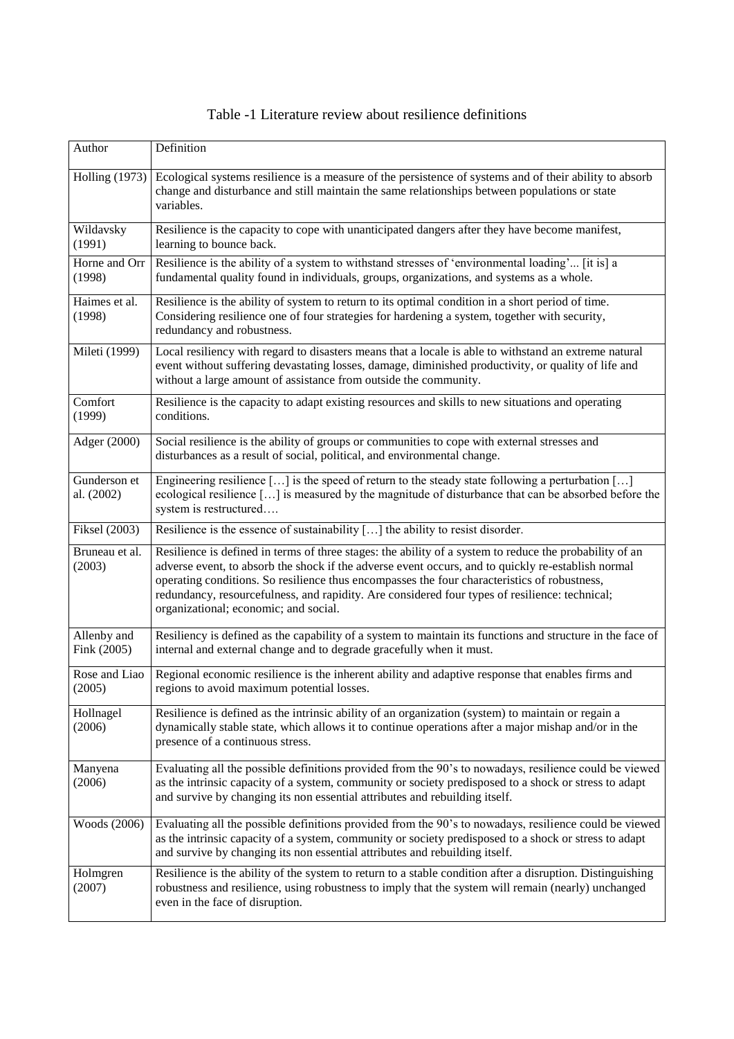Table -1 Literature review about resilience definitions

| Author | Definition |
|---|---|
| Holling (1973) | Ecological systems resilience is a measure of the persistence of systems and of their ability to absorb change and disturbance and still maintain the same relationships between populations or state variables. |
| Wildavsky (1991) | Resilience is the capacity to cope with unanticipated dangers after they have become manifest, learning to bounce back. |
| Horne and Orr (1998) | Resilience is the ability of a system to withstand stresses of 'environmental loading'... [it is] a fundamental quality found in individuals, groups, organizations, and systems as a whole. |
| Haimes et al. (1998) | Resilience is the ability of system to return to its optimal condition in a short period of time. Considering resilience one of four strategies for hardening a system, together with security, redundancy and robustness. |
| Mileti (1999) | Local resiliency with regard to disasters means that a locale is able to withstand an extreme natural event without suffering devastating losses, damage, diminished productivity, or quality of life and without a large amount of assistance from outside the community. |
| Comfort (1999) | Resilience is the capacity to adapt existing resources and skills to new situations and operating conditions. |
| Adger (2000) | Social resilience is the ability of groups or communities to cope with external stresses and disturbances as a result of social, political, and environmental change. |
| Gunderson et al. (2002) | Engineering resilience […] is the speed of return to the steady state following a perturbation […] ecological resilience […] is measured by the magnitude of disturbance that can be absorbed before the system is restructured…. |
| Fiksel (2003) | Resilience is the essence of sustainability […] the ability to resist disorder. |
| Bruneau et al. (2003) | Resilience is defined in terms of three stages: the ability of a system to reduce the probability of an adverse event, to absorb the shock if the adverse event occurs, and to quickly re-establish normal operating conditions. So resilience thus encompasses the four characteristics of robustness, redundancy, resourcefulness, and rapidity. Are considered four types of resilience: technical; organizational; economic; and social. |
| Allenby and Fink (2005) | Resiliency is defined as the capability of a system to maintain its functions and structure in the face of internal and external change and to degrade gracefully when it must. |
| Rose and Liao (2005) | Regional economic resilience is the inherent ability and adaptive response that enables firms and regions to avoid maximum potential losses. |
| Hollnagel (2006) | Resilience is defined as the intrinsic ability of an organization (system) to maintain or regain a dynamically stable state, which allows it to continue operations after a major mishap and/or in the presence of a continuous stress. |
| Manyena (2006) | Evaluating all the possible definitions provided from the 90's to nowadays, resilience could be viewed as the intrinsic capacity of a system, community or society predisposed to a shock or stress to adapt and survive by changing its non essential attributes and rebuilding itself. |
| Woods (2006) | Evaluating all the possible definitions provided from the 90's to nowadays, resilience could be viewed as the intrinsic capacity of a system, community or society predisposed to a shock or stress to adapt and survive by changing its non essential attributes and rebuilding itself. |
| Holmgren (2007) | Resilience is the ability of the system to return to a stable condition after a disruption. Distinguishing robustness and resilience, using robustness to imply that the system will remain (nearly) unchanged even in the face of disruption. |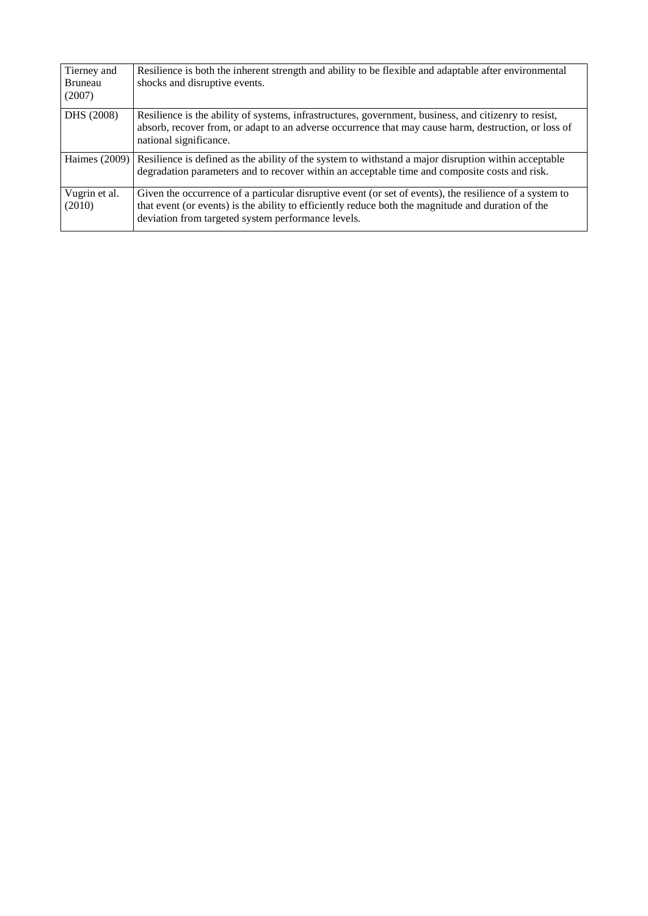| | |
|---|---|
| Tierney and Bruneau (2007) | Resilience is both the inherent strength and ability to be flexible and adaptable after environmental shocks and disruptive events. |
| DHS (2008) | Resilience is the ability of systems, infrastructures, government, business, and citizenry to resist, absorb, recover from, or adapt to an adverse occurrence that may cause harm, destruction, or loss of national significance. |
| Haimes (2009) | Resilience is defined as the ability of the system to withstand a major disruption within acceptable degradation parameters and to recover within an acceptable time and composite costs and risk. |
| Vugrin et al. (2010) | Given the occurrence of a particular disruptive event (or set of events), the resilience of a system to that event (or events) is the ability to efficiently reduce both the magnitude and duration of the deviation from targeted system performance levels. |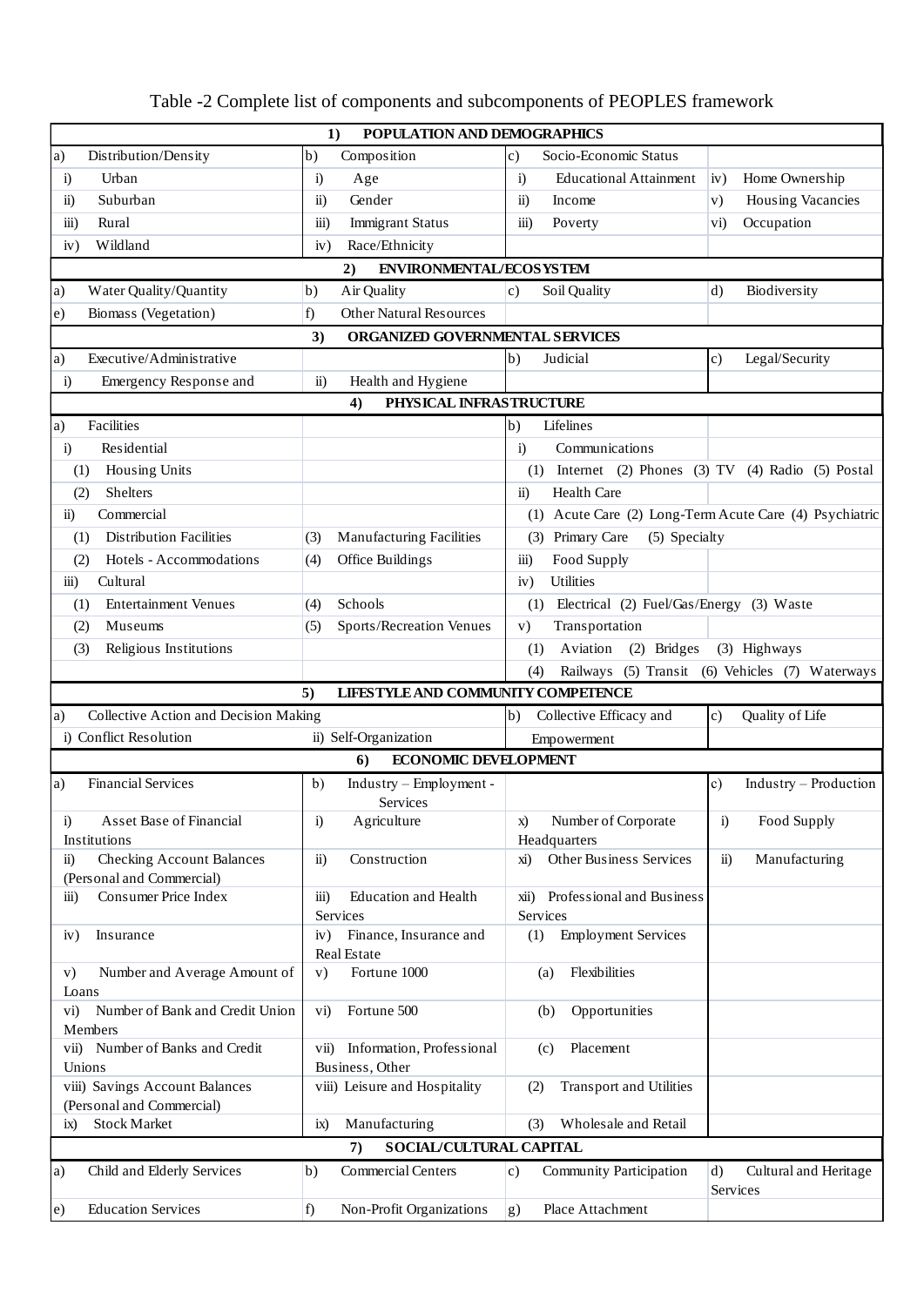Table -2 Complete list of components and subcomponents of PEOPLES framework

| | | | |
|---|---|---|---|
| **1) POPULATION AND DEMOGRAPHICS** | | | |
| a) Distribution/Density | b) Composition | c) Socio-Economic Status | |
| i) Urban | i) Age | i) Educational Attainment | iv) Home Ownership |
| ii) Suburban | ii) Gender | ii) Income | v) Housing Vacancies |
| iii) Rural | iii) Immigrant Status | iii) Poverty | vi) Occupation |
| iv) Wildland | iv) Race/Ethnicity | | |
| **2) ENVIRONMENTAL/ECOSYSTEM** | | | |
| a) Water Quality/Quantity | b) Air Quality | c) Soil Quality | d) Biodiversity |
| e) Biomass (Vegetation) | f) Other Natural Resources | | |
| **3) ORGANIZED GOVERNMENTAL SERVICES** | | | |
| a) Executive/Administrative | | b) Judicial | c) Legal/Security |
| i) Emergency Response and | ii) Health and Hygiene | | |
| **4) PHYSICAL INFRASTRUCTURE** | | | |
| a) Facilities | | b) Lifelines | |
| i) Residential | | i) Communications | |
| (1) Housing Units | | (1) Internet (2) Phones (3) TV (4) Radio (5) Postal | |
| (2) Shelters | | ii) Health Care | |
| ii) Commercial | | (1) Acute Care (2) Long-Term Acute Care (4) Psychiatric | |
| (1) Distribution Facilities | (3) Manufacturing Facilities | (3) Primary Care (5) Specialty | |
| (2) Hotels - Accommodations | (4) Office Buildings | iii) Food Supply | |
| iii) Cultural | | iv) Utilities | |
| (1) Entertainment Venues | (4) Schools | (1) Electrical (2) Fuel/Gas/Energy (3) Waste | |
| (2) Museums | (5) Sports/Recreation Venues | v) Transportation | |
| (3) Religious Institutions | | (1) Aviation (2) Bridges (3) Highways | |
| | | (4) Railways (5) Transit (6) Vehicles (7) Waterways | |
| **5) LIFESTYLE AND COMMUNITY COMPETENCE** | | | |
| a) Collective Action and Decision Making | | b) Collective Efficacy and Empowerment | c) Quality of Life |
| i) Conflict Resolution | ii) Self-Organization | | |
| **6) ECONOMIC DEVELOPMENT** | | | |
| a) Financial Services | b) Industry – Employment - Services | | c) Industry – Production |
| i) Asset Base of Financial Institutions | i) Agriculture | x) Number of Corporate Headquarters | i) Food Supply |
| ii) Checking Account Balances (Personal and Commercial) | ii) Construction | xi) Other Business Services | ii) Manufacturing |
| iii) Consumer Price Index | iii) Education and Health Services | xii) Professional and Business Services | |
| iv) Insurance | iv) Finance, Insurance and Real Estate | (1) Employment Services | |
| v) Number and Average Amount of Loans | v) Fortune 1000 | (a) Flexibilities | |
| vi) Number of Bank and Credit Union Members | vi) Fortune 500 | (b) Opportunities | |
| vii) Number of Banks and Credit Unions | vii) Information, Professional Business, Other | (c) Placement | |
| viii) Savings Account Balances (Personal and Commercial) | viii) Leisure and Hospitality | (2) Transport and Utilities | |
| ix) Stock Market | ix) Manufacturing | (3) Wholesale and Retail | |
| **7) SOCIAL/CULTURAL CAPITAL** | | | |
| a) Child and Elderly Services | b) Commercial Centers | c) Community Participation | d) Cultural and Heritage Services |
| e) Education Services | f) Non-Profit Organizations | g) Place Attachment | |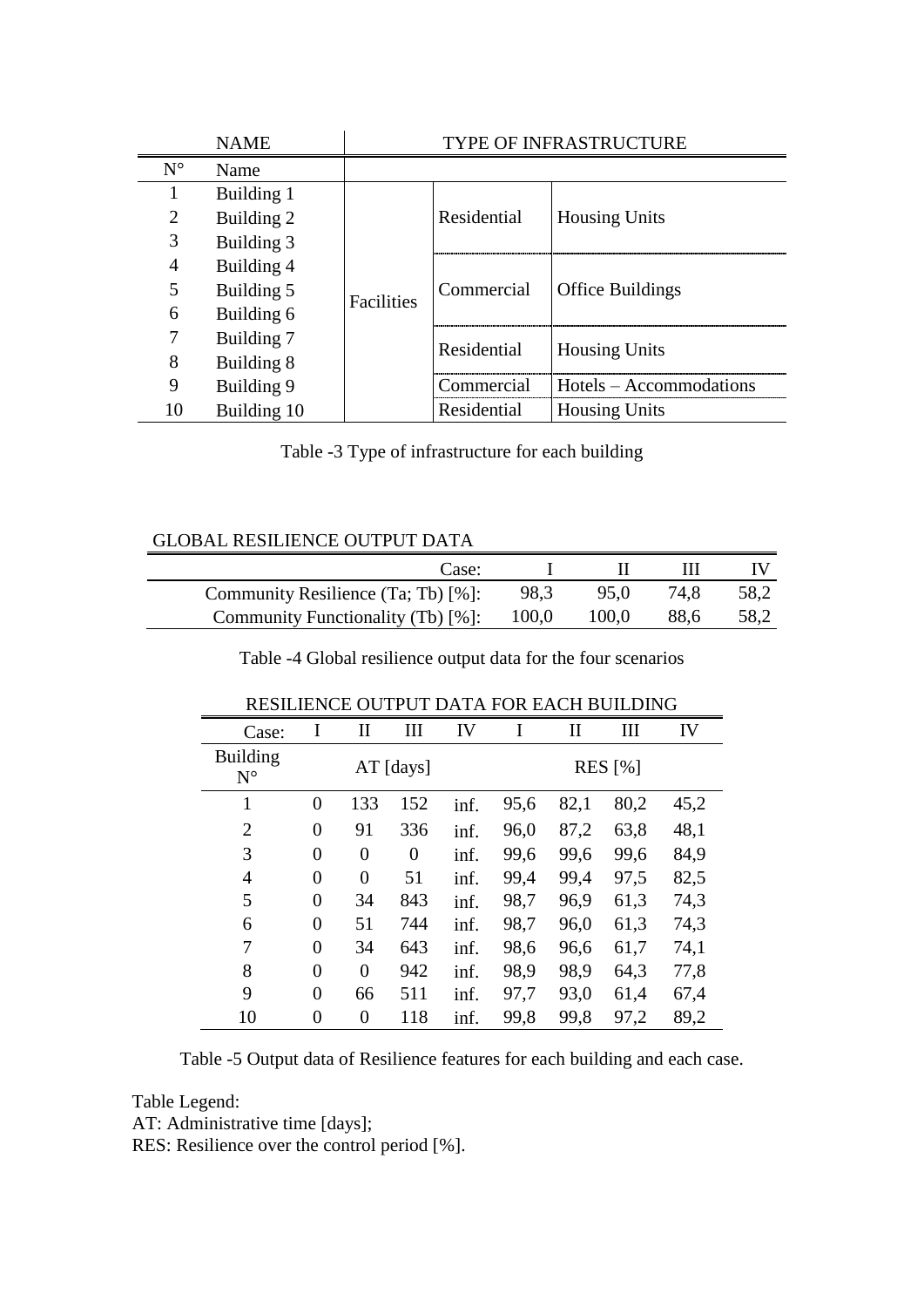| NAME | | TYPE OF INFRASTRUCTURE | | |
|---|---|---|---|---|
| N° | Name | | | |
| 1 | Building 1 | Facilities | Residential | Housing Units |
| 2 | Building 2 | | | |
| 3 | Building 3 | | | |
| 4 | Building 4 | | Commercial | Office Buildings |
| 5 | Building 5 | | | |
| 6 | Building 6 | | | |
| 7 | Building 7 | | Residential | Housing Units |
| 8 | Building 8 | | | |
| 9 | Building 9 | | Commercial | Hotels – Accommodations |
| 10 | Building 10 | | Residential | Housing Units |

Table -3 Type of infrastructure for each building

GLOBAL RESILIENCE OUTPUT DATA

| Case: | I | II | III | IV |
|---|---|---|---|---|
| Community Resilience (Ta; Tb) [%]: | 98,3 | 95,0 | 74,8 | 58,2 |
| Community Functionality (Tb) [%]: | 100,0 | 100,0 | 88,6 | 58,2 |

Table -4 Global resilience output data for the four scenarios

RESILIENCE OUTPUT DATA FOR EACH BUILDING

| Case: | I | II | III | IV | I | II | III | IV |
|---|---|---|---|---|---|---|---|---|
| Building N° | AT [days] | | | | RES [%] | | | |
| 1 | 0 | 133 | 152 | inf. | 95,6 | 82,1 | 80,2 | 45,2 |
| 2 | 0 | 91 | 336 | inf. | 96,0 | 87,2 | 63,8 | 48,1 |
| 3 | 0 | 0 | 0 | inf. | 99,6 | 99,6 | 99,6 | 84,9 |
| 4 | 0 | 0 | 51 | inf. | 99,4 | 99,4 | 97,5 | 82,5 |
| 5 | 0 | 34 | 843 | inf. | 98,7 | 96,9 | 61,3 | 74,3 |
| 6 | 0 | 51 | 744 | inf. | 98,7 | 96,0 | 61,3 | 74,3 |
| 7 | 0 | 34 | 643 | inf. | 98,6 | 96,6 | 61,7 | 74,1 |
| 8 | 0 | 0 | 942 | inf. | 98,9 | 98,9 | 64,3 | 77,8 |
| 9 | 0 | 66 | 511 | inf. | 97,7 | 93,0 | 61,4 | 67,4 |
| 10 | 0 | 0 | 118 | inf. | 99,8 | 99,8 | 97,2 | 89,2 |

Table -5 Output data of Resilience features for each building and each case.

Table Legend:
AT: Administrative time [days];
RES: Resilience over the control period [%].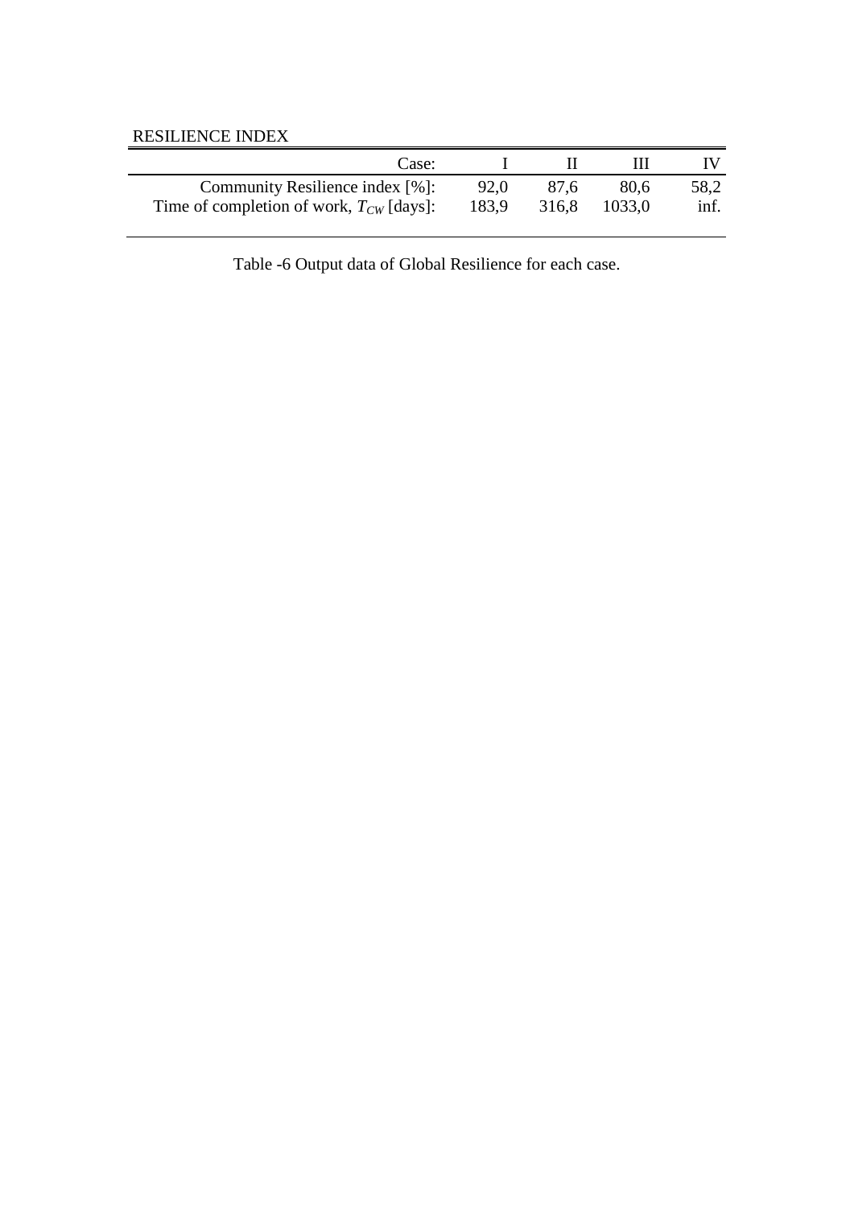RESILIENCE INDEX

| Case: | I | II | III | IV |
|---|---|---|---|---|
| Community Resilience index [%]: | 92,0 | 87,6 | 80,6 | 58,2 |
| Time of completion of work, $T_{CW}$ [days]: | 183,9 | 316,8 | 1033,0 | inf. |

Table -6 Output data of Global Resilience for each case.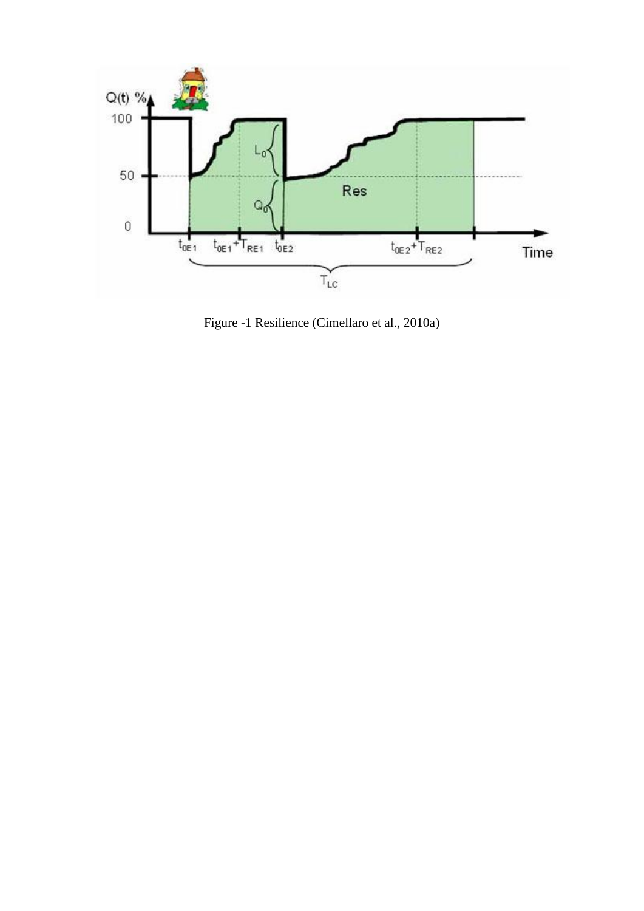Figure -1 Resilience (Cimellaro et al., 2010a)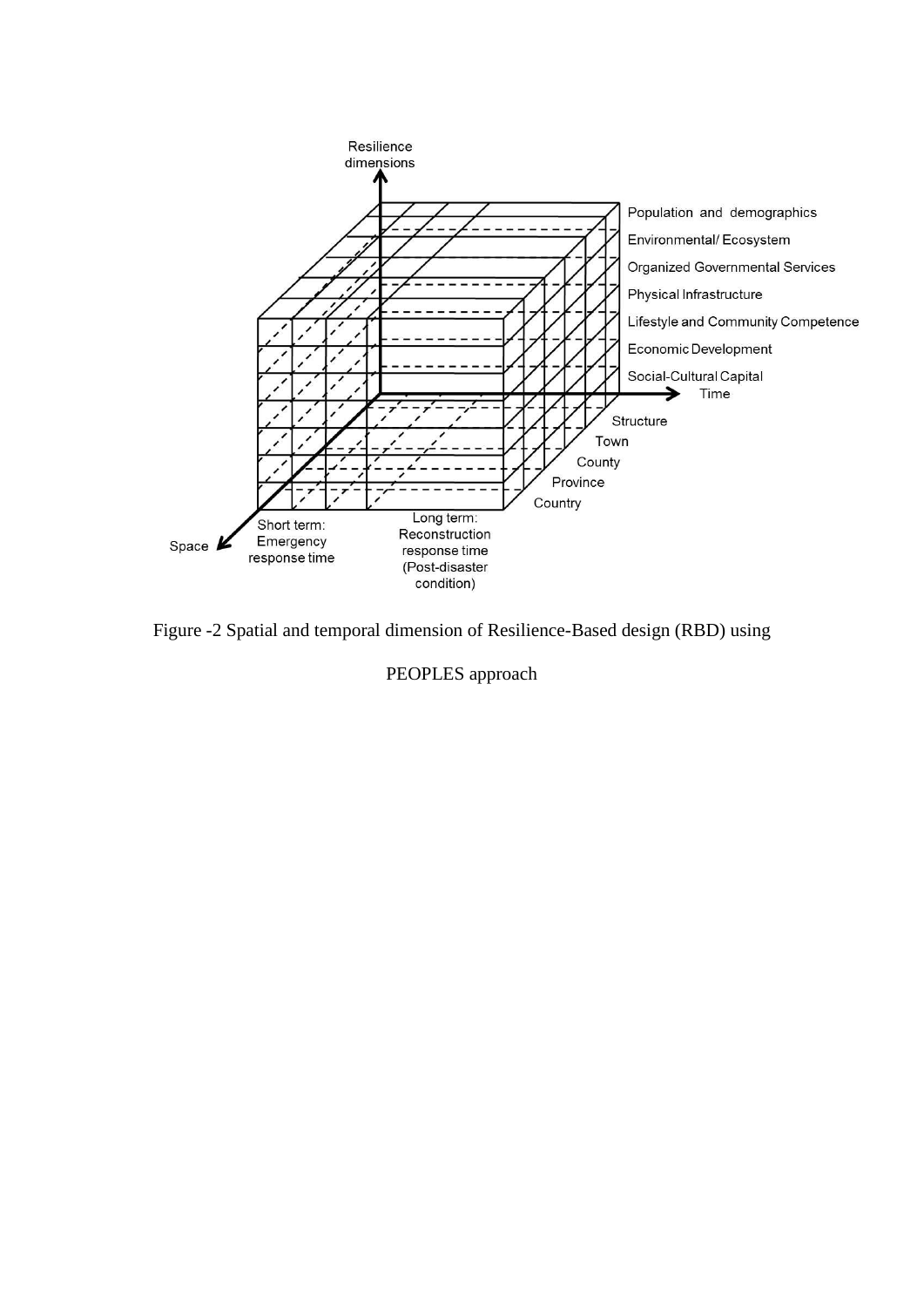Figure -2 Spatial and temporal dimension of Resilience-Based design (RBD) using PEOPLES approach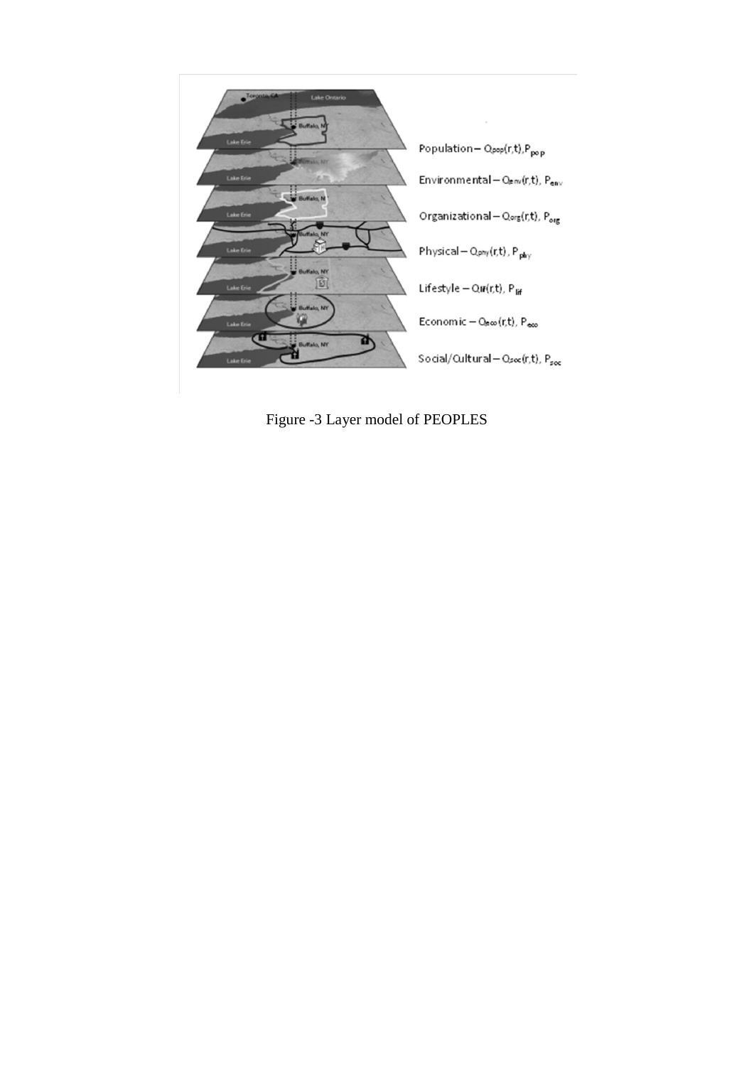Figure -3 Layer model of PEOPLES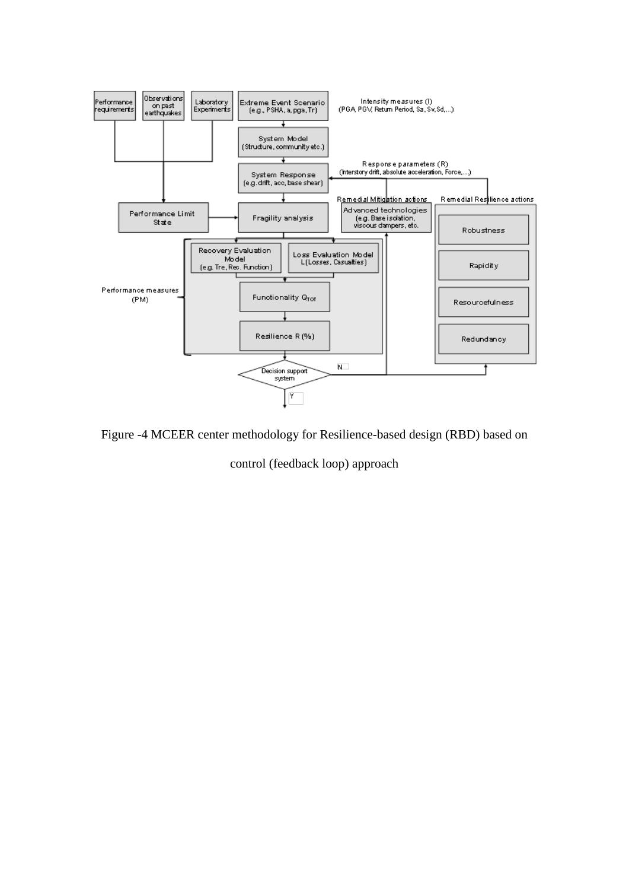Figure -4 MCEER center methodology for Resilience-based design (RBD) based on control (feedback loop) approach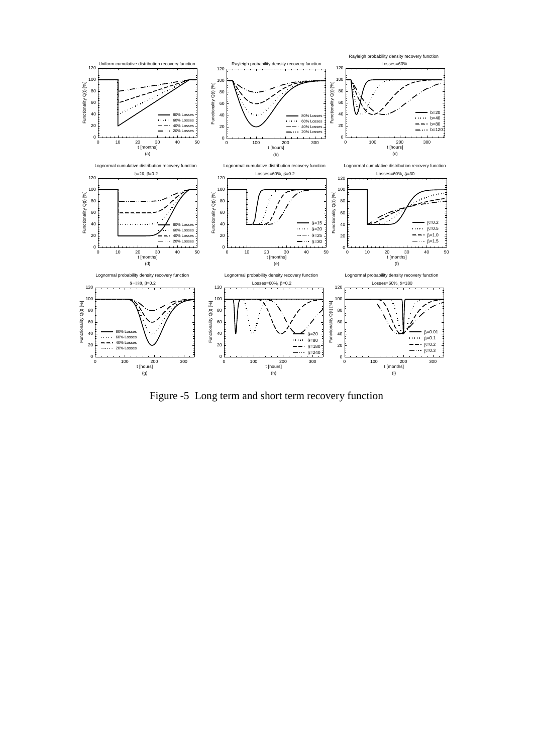Figure -5 Long term and short term recovery function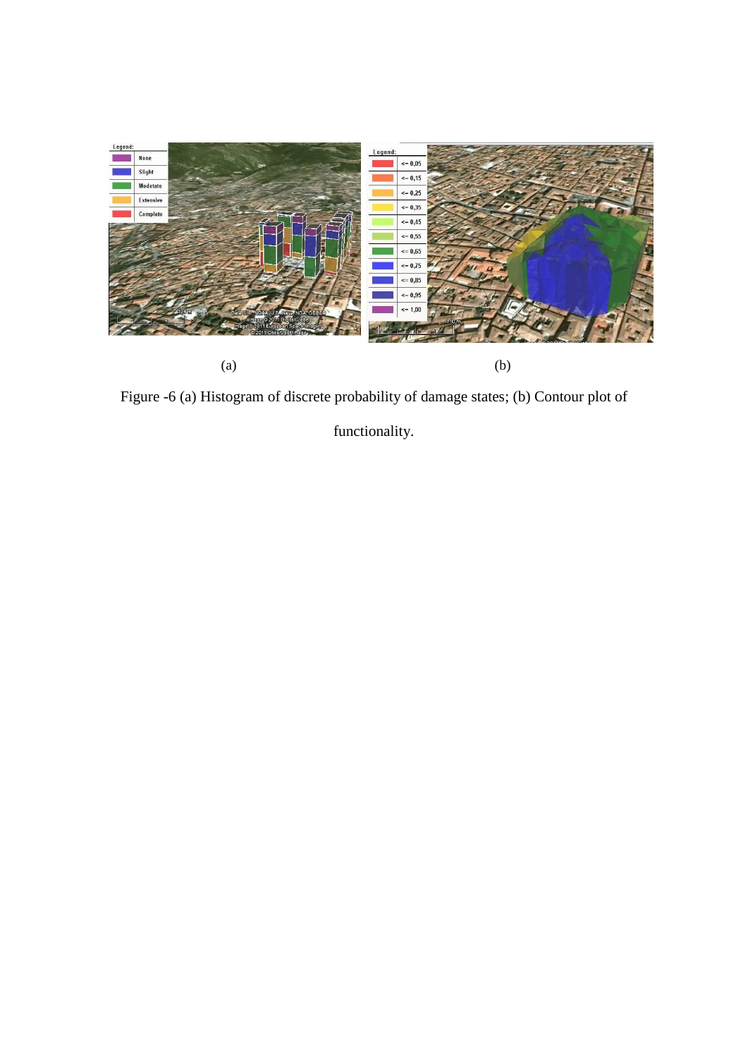(a) (b)

Figure -6 (a) Histogram of discrete probability of damage states; (b) Contour plot of functionality.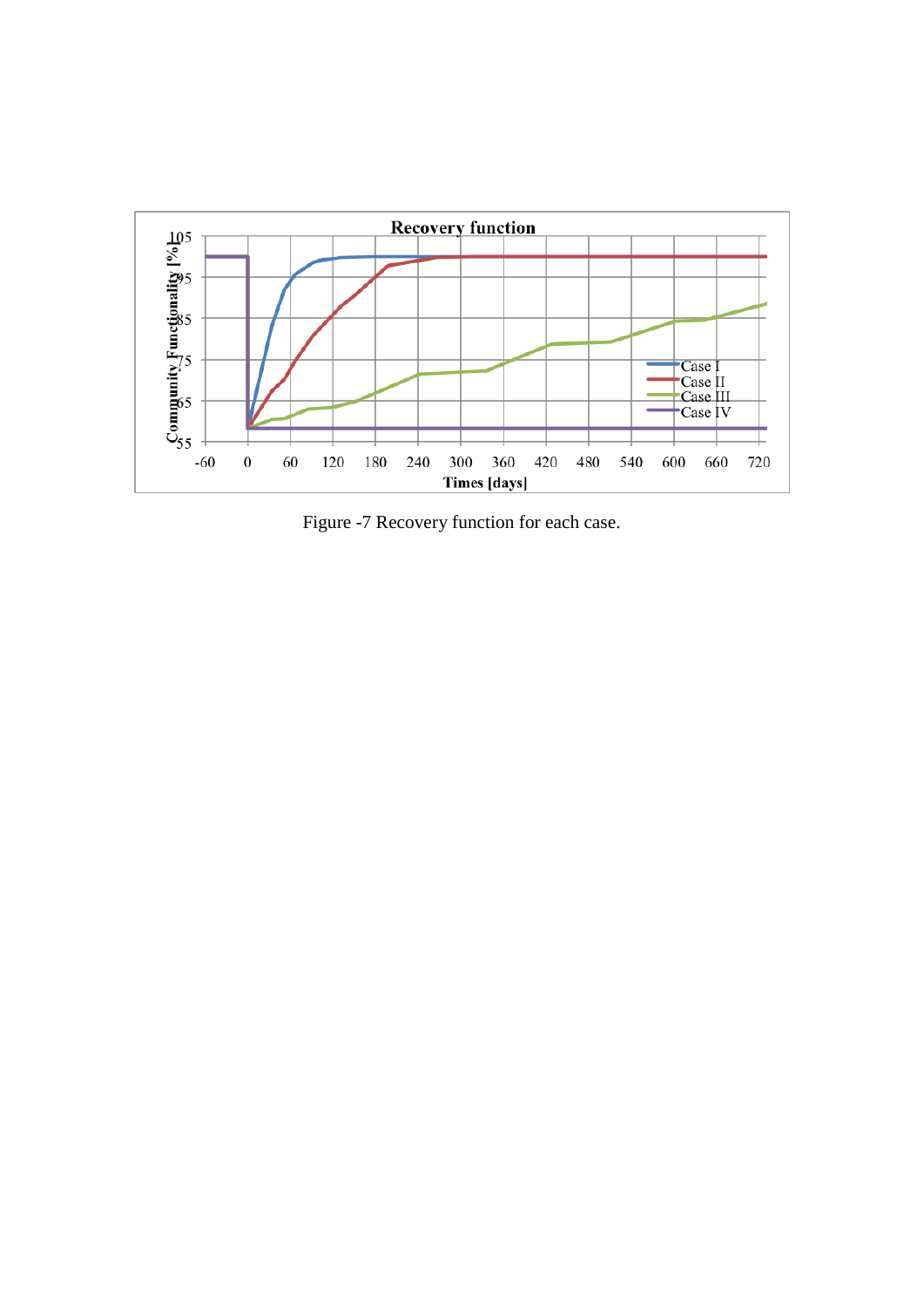Recovery function

Community Functionality [%]

105
95
85
75
65
55

-60 0 60 120 180 240 300 360 420 480 540 600 660 720

Times [days]

Case I
Case II
Case III
Case IV

Figure -7 Recovery function for each case.